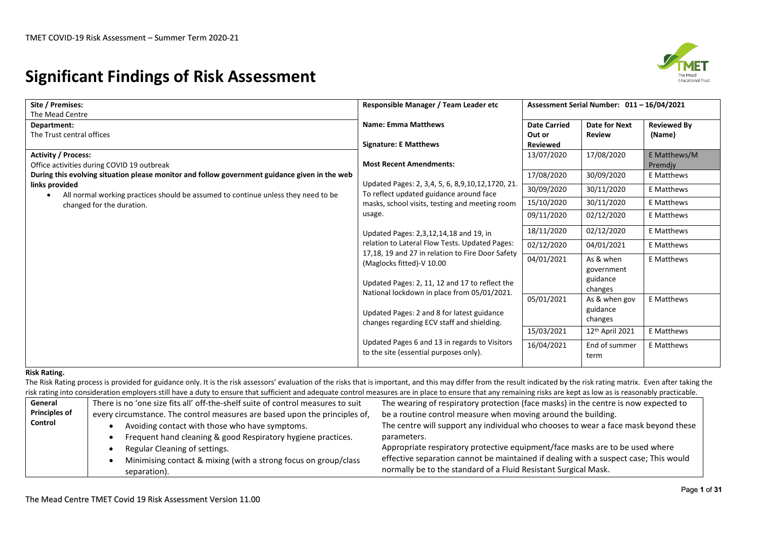# Significant Findings of Risk Assessment

| Site / Premises: The Mead Centre | Responsible Manager / Team Leader etc | Assessment Serial Number: 011 – 16/04/2021 | | |
|---|---|---|---|---|
| **Department:** The Trust central offices | **Name: Emma Matthews**<br><br>**Signature: E Matthews** | **Date Carried Out or Reviewed** | **Date for Next Review** | **Reviewed By (Name)** |
| **Activity / Process:** Office activities during COVID 19 outbreak<br>**During this evolving situation please monitor and follow government guidance given in the web links provided**<br>• All normal working practices should be assumed to continue unless they need to be changed for the duration. | **Most Recent Amendments:**<br><br>Updated Pages: 2, 3,4, 5, 6, 8,9,10,12,1720, 21. To reflect updated guidance around face masks, school visits, testing and meeting room usage.<br><br>Updated Pages: 2,3,12,14,18 and 19, in relation to Lateral Flow Tests. Updated Pages: 17,18, 19 and 27 in relation to Fire Door Safety (Maglocks fitted)-V 10.00<br><br>Updated Pages: 2, 11, 12 and 17 to reflect the National lockdown in place from 05/01/2021.<br><br>Updated Pages: 2 and 8 for latest guidance changes regarding ECV staff and shielding.<br><br>Updated Pages 6 and 13 in regards to Visitors to the site (essential purposes only). | 13/07/2020 | 17/08/2020 | E Matthews/M Premdjy |
| | | 17/08/2020 | 30/09/2020 | E Matthews |
| | | 30/09/2020 | 30/11/2020 | E Matthews |
| | | 15/10/2020 | 30/11/2020 | E Matthews |
| | | 09/11/2020 | 02/12/2020 | E Matthews |
| | | 18/11/2020 | 02/12/2020 | E Matthews |
| | | 02/12/2020 | 04/01/2021 | E Matthews |
| | | 04/01/2021 | As & when government guidance changes | E Matthews |
| | | 05/01/2021 | As & when gov guidance changes | E Matthews |
| | | 15/03/2021 | 12th April 2021 | E Matthews |
| | | 16/04/2021 | End of summer term | E Matthews |

**Risk Rating.**

The Risk Rating process is provided for guidance only. It is the risk assessors' evaluation of the risks that is important, and this may differ from the result indicated by the risk rating matrix. Even after taking the risk rating into consideration employers still have a duty to ensure that sufficient and adequate control measures are in place to ensure that any remaining risks are kept as low as is reasonably practicable.

| **General Principles of Control** | There is no 'one size fits all' off-the-shelf suite of control measures to suit every circumstance. The control measures are based upon the principles of,<br>• Avoiding contact with those who have symptoms.<br>• Frequent hand cleaning & good Respiratory hygiene practices.<br>• Regular Cleaning of settings.<br>• Minimising contact & mixing (with a strong focus on group/class separation). | The wearing of respiratory protection (face masks) in the centre is now expected to be a routine control measure when moving around the building.<br>The centre will support any individual who chooses to wear a face mask beyond these parameters.<br>Appropriate respiratory protective equipment/face masks are to be used where effective separation cannot be maintained if dealing with a suspect case; This would normally be to the standard of a Fluid Resistant Surgical Mask. |
|---|---|---|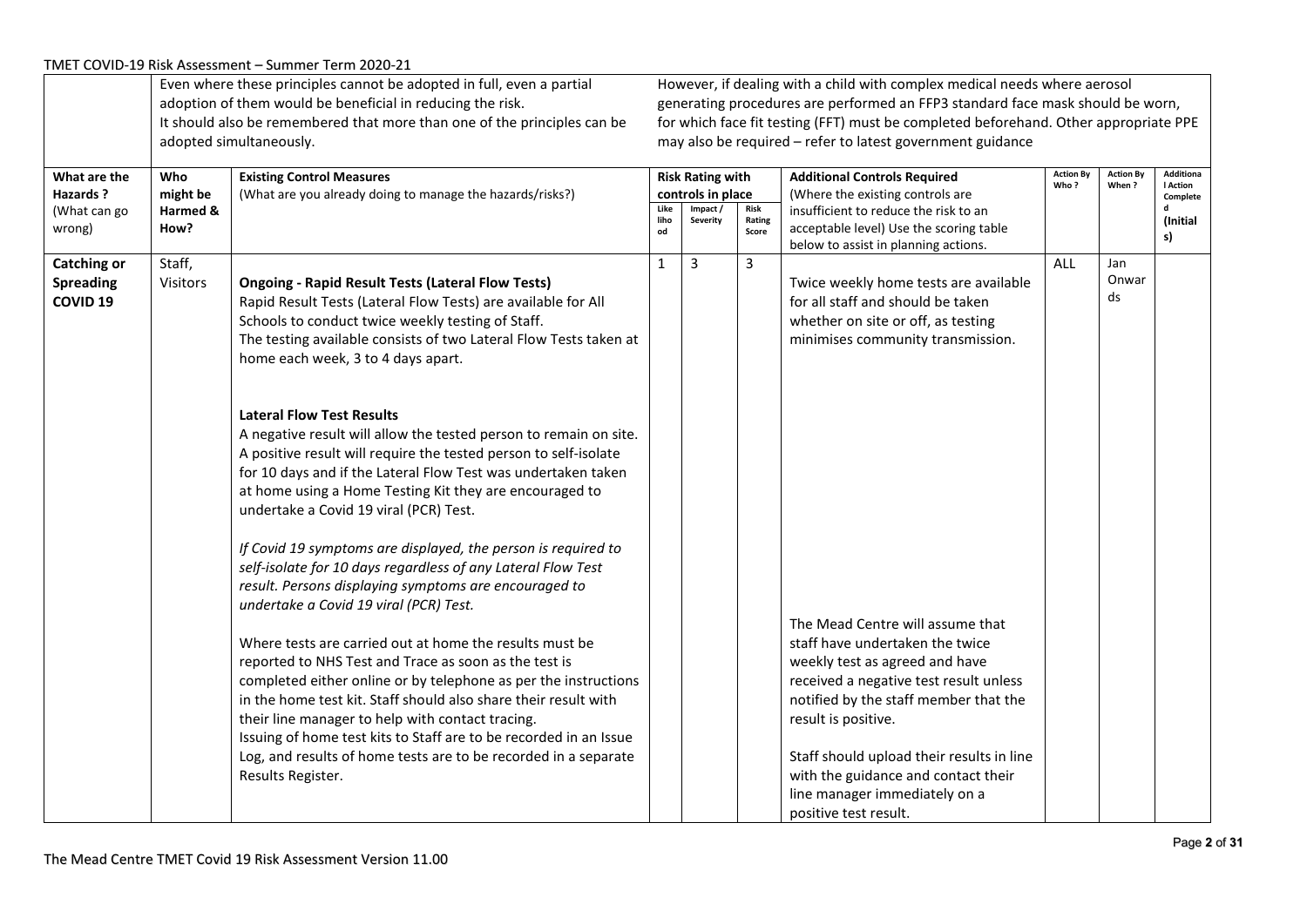| | Even where these principles cannot be adopted in full, even a partial adoption of them would be beneficial in reducing the risk.<br>It should also be remembered that more than one of the principles can be adopted simultaneously. | | | | | However, if dealing with a child with complex medical needs where aerosol generating procedures are performed an FFP3 standard face mask should be worn, for which face fit testing (FFT) must be completed beforehand. Other appropriate PPE may also be required – refer to latest government guidance | | | |
|---|---|---|---|---|---|---|---|---|---|
| **What are the Hazards ?** (What can go wrong) | **Who might be Harmed & How?** | **Existing Control Measures** (What are you already doing to manage the hazards/risks?) | **Risk Rating with controls in place** | | | **Additional Controls Required** (Where the existing controls are insufficient to reduce the risk to an acceptable level) Use the scoring table below to assist in planning actions. | **Action By Who ?** | **Action By When ?** | **Additional Action Completed (Initials)** |
| | | | **Likelihood** | **Impact / Severity** | **Risk Rating Score** | | | | |
| **Catching or Spreading COVID 19** | Staff, Visitors | **Ongoing - Rapid Result Tests (Lateral Flow Tests)**<br>Rapid Result Tests (Lateral Flow Tests) are available for All Schools to conduct twice weekly testing of Staff.<br>The testing available consists of two Lateral Flow Tests taken at home each week, 3 to 4 days apart.<br><br>**Lateral Flow Test Results**<br>A negative result will allow the tested person to remain on site. A positive result will require the tested person to self-isolate for 10 days and if the Lateral Flow Test was undertaken taken at home using a Home Testing Kit they are encouraged to undertake a Covid 19 viral (PCR) Test.<br><br>*If Covid 19 symptoms are displayed, the person is required to self-isolate for 10 days regardless of any Lateral Flow Test result. Persons displaying symptoms are encouraged to undertake a Covid 19 viral (PCR) Test.*<br><br>Where tests are carried out at home the results must be reported to NHS Test and Trace as soon as the test is completed either online or by telephone as per the instructions in the home test kit. Staff should also share their result with their line manager to help with contact tracing.<br>Issuing of home test kits to Staff are to be recorded in an Issue Log, and results of home tests are to be recorded in a separate Results Register. | 1 | 3 | 3 | Twice weekly home tests are available for all staff and should be taken whether on site or off, as testing minimises community transmission.<br><br>The Mead Centre will assume that staff have undertaken the twice weekly test as agreed and have received a negative test result unless notified by the staff member that the result is positive.<br><br>Staff should upload their results in line with the guidance and contact their line manager immediately on a positive test result. | ALL | Jan Onwards | |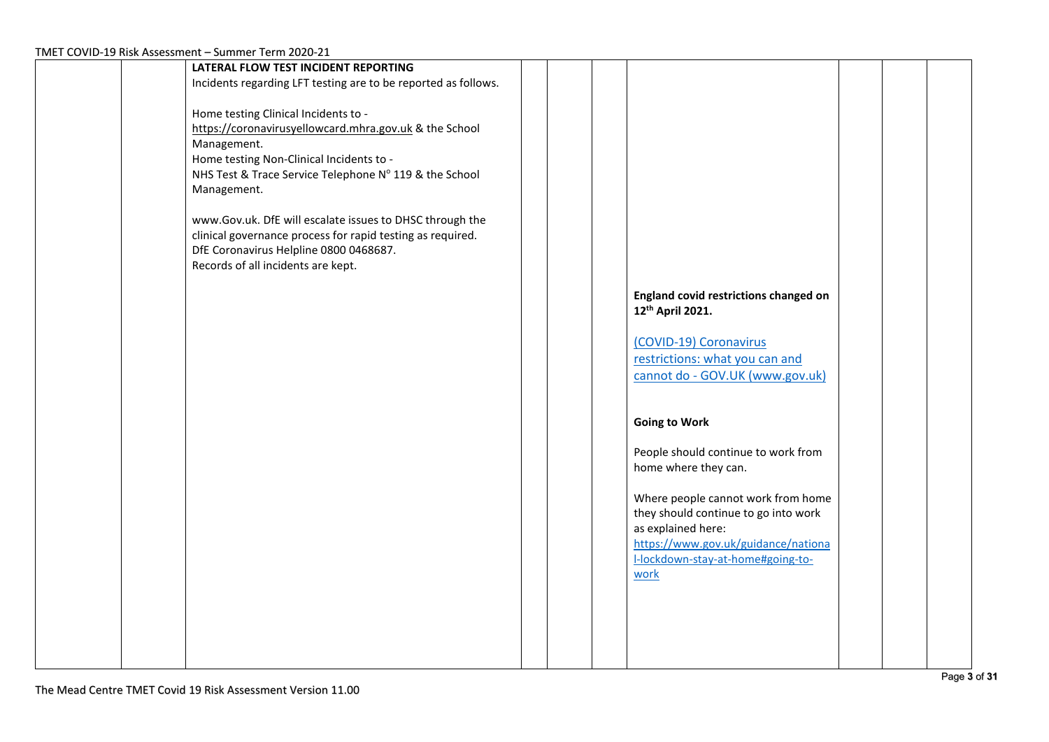| | | | | | | | | | |
|---|---|---|---|---|---|---|---|---|---|
| | | **LATERAL FLOW TEST INCIDENT REPORTING**<br>Incidents regarding LFT testing are to be reported as follows.<br><br>Home testing Clinical Incidents to - https://coronavirusyellowcard.mhra.gov.uk & the School Management.<br>Home testing Non-Clinical Incidents to - NHS Test & Trace Service Telephone Nº 119 & the School Management.<br><br>www.Gov.uk. DfE will escalate issues to DHSC through the clinical governance process for rapid testing as required.<br>DfE Coronavirus Helpline 0800 0468687.<br>Records of all incidents are kept. | | | | **England covid restrictions changed on 12th April 2021.**<br><br>(COVID-19) Coronavirus restrictions: what you can and cannot do - GOV.UK (www.gov.uk)<br><br>**Going to Work**<br><br>People should continue to work from home where they can.<br><br>Where people cannot work from home they should continue to go into work as explained here: https://www.gov.uk/guidance/national-lockdown-stay-at-home#going-to-work | | | |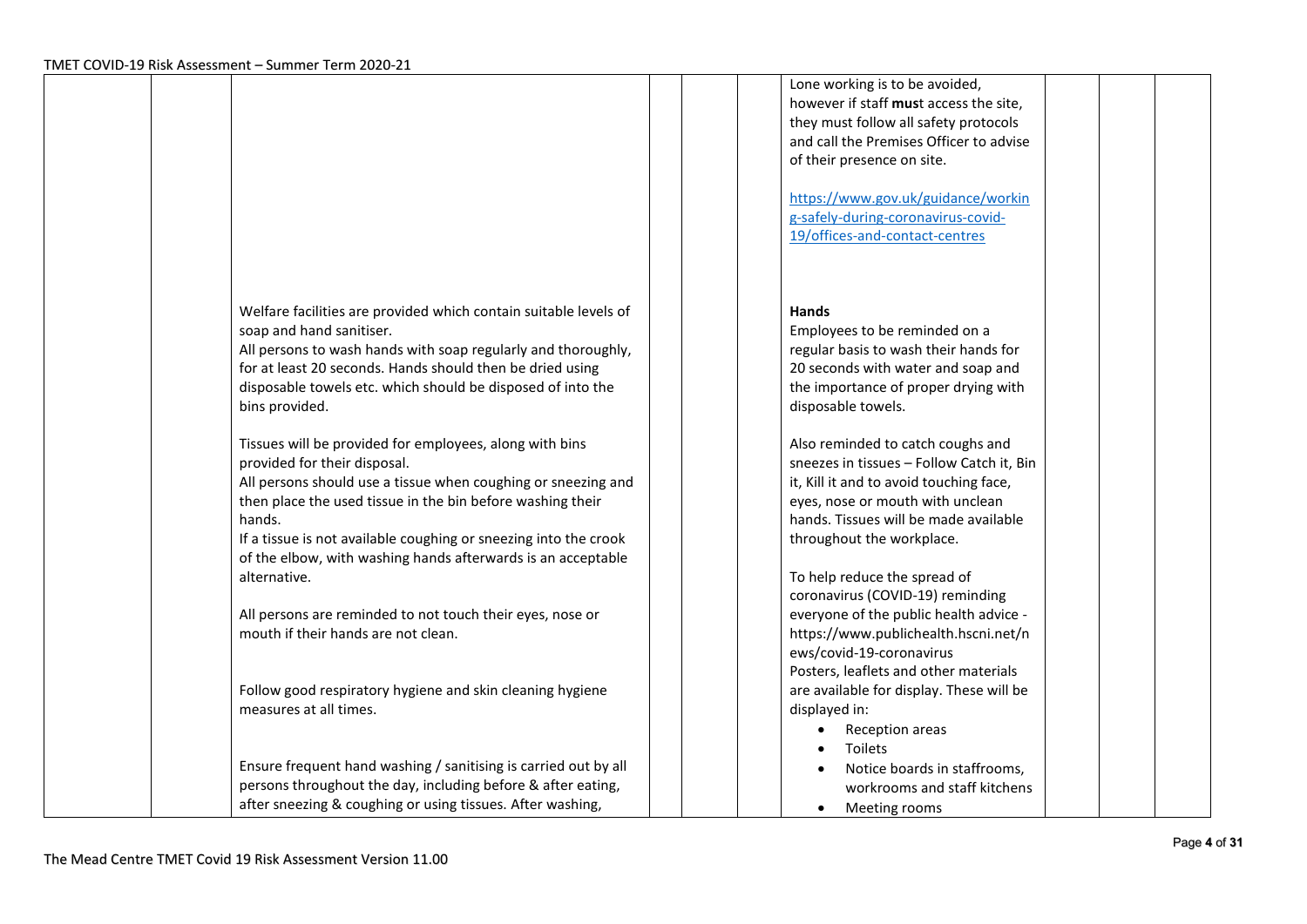| | | | | | | | | | |
|---|---|---|---|---|---|---|---|---|---|
| | | | | | | Lone working is to be avoided, however if staff **mus**t access the site, they must follow all safety protocols and call the Premises Officer to advise of their presence on site.<br><br>https://www.gov.uk/guidance/working-safely-during-coronavirus-covid-19/offices-and-contact-centres | | | |
| | | Welfare facilities are provided which contain suitable levels of soap and hand sanitiser.<br>All persons to wash hands with soap regularly and thoroughly, for at least 20 seconds. Hands should then be dried using disposable towels etc. which should be disposed of into the bins provided.<br><br>Tissues will be provided for employees, along with bins provided for their disposal.<br>All persons should use a tissue when coughing or sneezing and then place the used tissue in the bin before washing their hands.<br>If a tissue is not available coughing or sneezing into the crook of the elbow, with washing hands afterwards is an acceptable alternative.<br><br>All persons are reminded to not touch their eyes, nose or mouth if their hands are not clean.<br><br>Follow good respiratory hygiene and skin cleaning hygiene measures at all times.<br><br>Ensure frequent hand washing / sanitising is carried out by all persons throughout the day, including before & after eating, after sneezing & coughing or using tissues. After washing, | | | | **Hands**<br>Employees to be reminded on a regular basis to wash their hands for 20 seconds with water and soap and the importance of proper drying with disposable towels.<br><br>Also reminded to catch coughs and sneezes in tissues – Follow Catch it, Bin it, Kill it and to avoid touching face, eyes, nose or mouth with unclean hands. Tissues will be made available throughout the workplace.<br><br>To help reduce the spread of coronavirus (COVID-19) reminding everyone of the public health advice - https://www.publichealth.hscni.net/news/covid-19-coronavirus<br>Posters, leaflets and other materials are available for display. These will be displayed in:<br>• Reception areas<br>• Toilets<br>• Notice boards in staffrooms, workrooms and staff kitchens<br>• Meeting rooms | | | |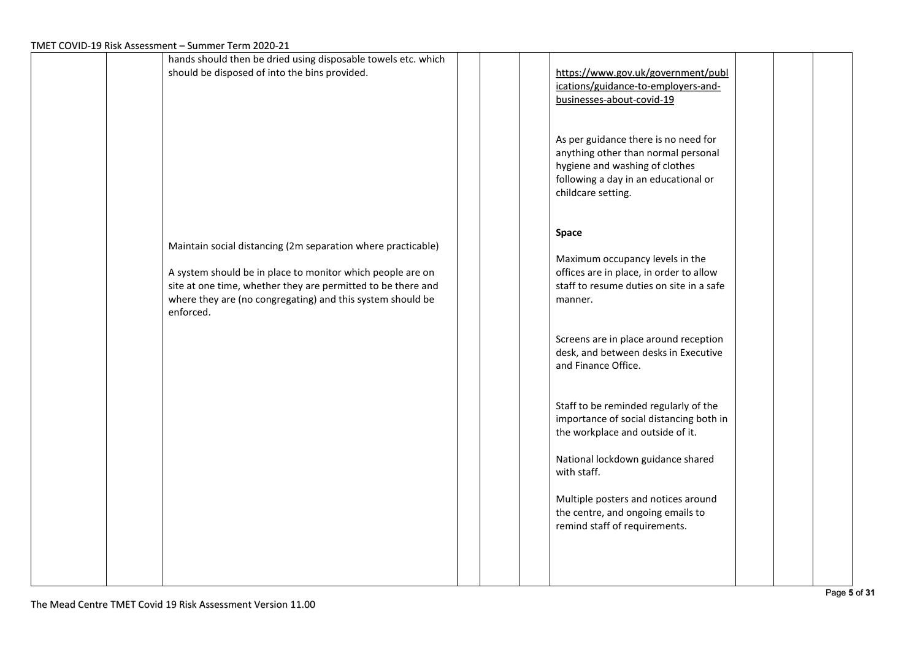| | | | | | | | | |
|---|---|---|---|---|---|---|---|---|
| | | hands should then be dried using disposable towels etc. which should be disposed of into the bins provided.<br><br>Maintain social distancing (2m separation where practicable)<br><br>A system should be in place to monitor which people are on site at one time, whether they are permitted to be there and where they are (no congregating) and this system should be enforced. | | | | https://www.gov.uk/government/publications/guidance-to-employers-and-businesses-about-covid-19<br><br>As per guidance there is no need for anything other than normal personal hygiene and washing of clothes following a day in an educational or childcare setting.<br><br>**Space**<br><br>Maximum occupancy levels in the offices are in place, in order to allow staff to resume duties on site in a safe manner.<br><br>Screens are in place around reception desk, and between desks in Executive and Finance Office.<br><br>Staff to be reminded regularly of the importance of social distancing both in the workplace and outside of it.<br><br>National lockdown guidance shared with staff.<br><br>Multiple posters and notices around the centre, and ongoing emails to remind staff of requirements. | | | |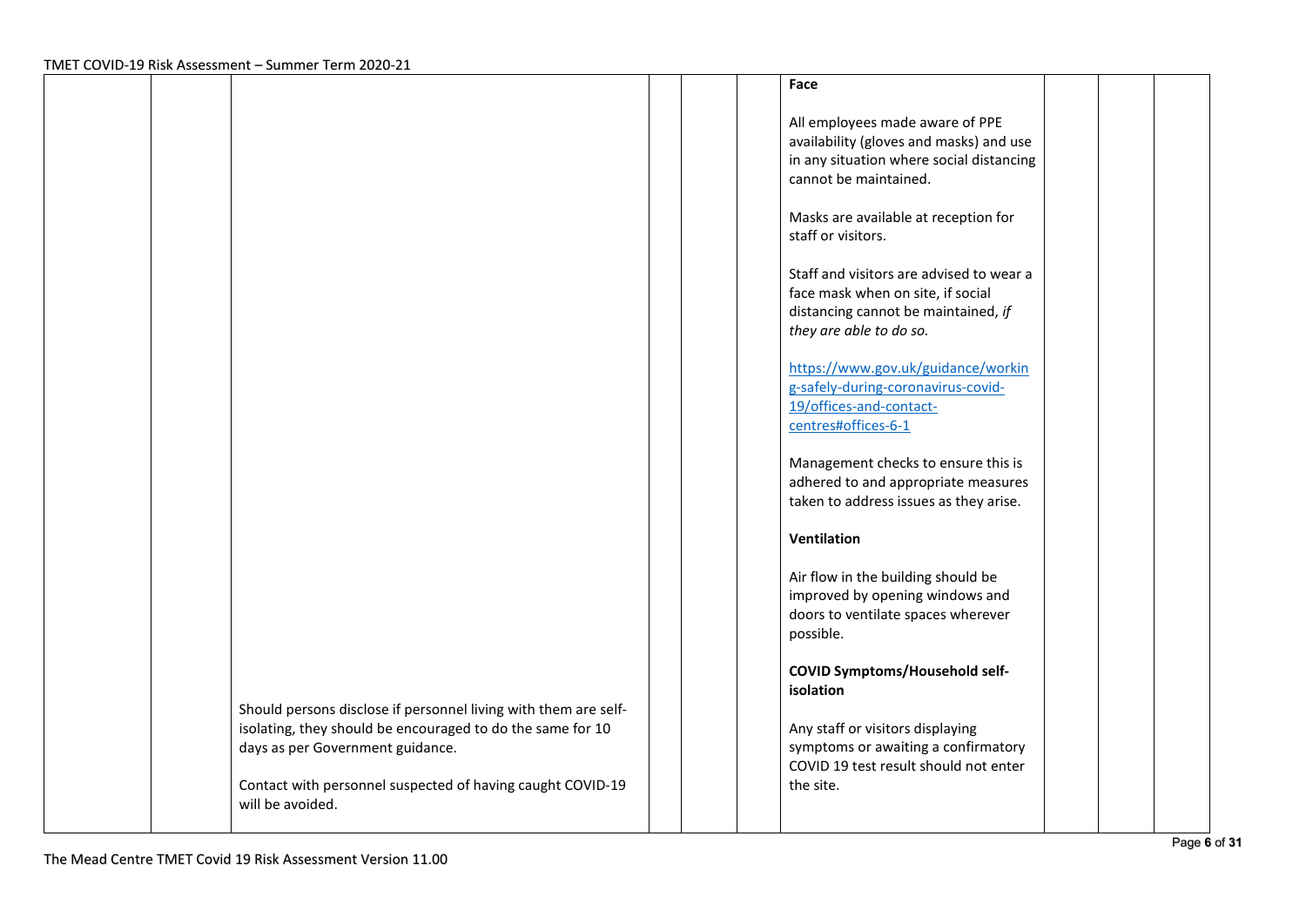| | | | | | | | | | |
|---|---|---|---|---|---|---|---|---|---|
| | | Should persons disclose if personnel living with them are self-isolating, they should be encouraged to do the same for 10 days as per Government guidance.<br><br>Contact with personnel suspected of having caught COVID-19 will be avoided. | | | | **Face**<br><br>All employees made aware of PPE availability (gloves and masks) and use in any situation where social distancing cannot be maintained.<br><br>Masks are available at reception for staff or visitors.<br><br>Staff and visitors are advised to wear a face mask when on site, if social distancing cannot be maintained, *if they are able to do so.*<br><br>[https://www.gov.uk/guidance/working-safely-during-coronavirus-covid-19/offices-and-contact-centres#offices-6-1](https://www.gov.uk/guidance/working-safely-during-coronavirus-covid-19/offices-and-contact-centres#offices-6-1)<br><br>Management checks to ensure this is adhered to and appropriate measures taken to address issues as they arise.<br><br>**Ventilation**<br><br>Air flow in the building should be improved by opening windows and doors to ventilate spaces wherever possible.<br><br>**COVID Symptoms/Household self-isolation**<br><br>Any staff or visitors displaying symptoms or awaiting a confirmatory COVID 19 test result should not enter the site. | | | |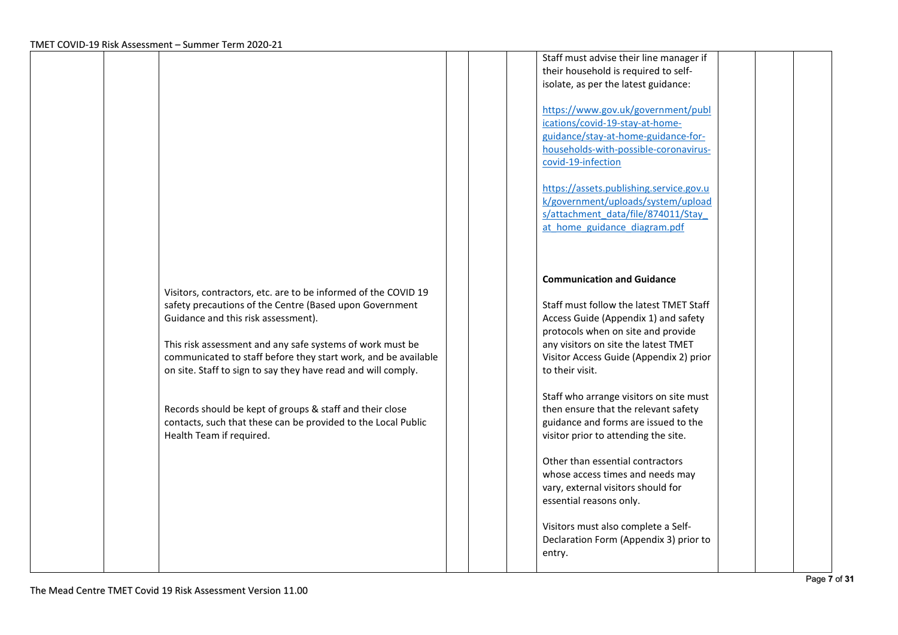| | | | | | | | | | |
|---|---|---|---|---|---|---|---|---|---|
| | | Visitors, contractors, etc. are to be informed of the COVID 19 safety precautions of the Centre (Based upon Government Guidance and this risk assessment).<br><br>This risk assessment and any safe systems of work must be communicated to staff before they start work, and be available on site. Staff to sign to say they have read and will comply.<br><br>Records should be kept of groups & staff and their close contacts, such that these can be provided to the Local Public Health Team if required. | | | | Staff must advise their line manager if their household is required to self-isolate, as per the latest guidance:<br><br>https://www.gov.uk/government/publications/covid-19-stay-at-home-guidance/stay-at-home-guidance-for-households-with-possible-coronavirus-covid-19-infection<br><br>https://assets.publishing.service.gov.uk/government/uploads/system/uploads/attachment_data/file/874011/Stay_at_home_guidance_diagram.pdf<br><br>**Communication and Guidance**<br><br>Staff must follow the latest TMET Staff Access Guide (Appendix 1) and safety protocols when on site and provide any visitors on site the latest TMET Visitor Access Guide (Appendix 2) prior to their visit.<br><br>Staff who arrange visitors on site must then ensure that the relevant safety guidance and forms are issued to the visitor prior to attending the site.<br><br>Other than essential contractors whose access times and needs may vary, external visitors should for essential reasons only.<br><br>Visitors must also complete a Self-Declaration Form (Appendix 3) prior to entry. | | | |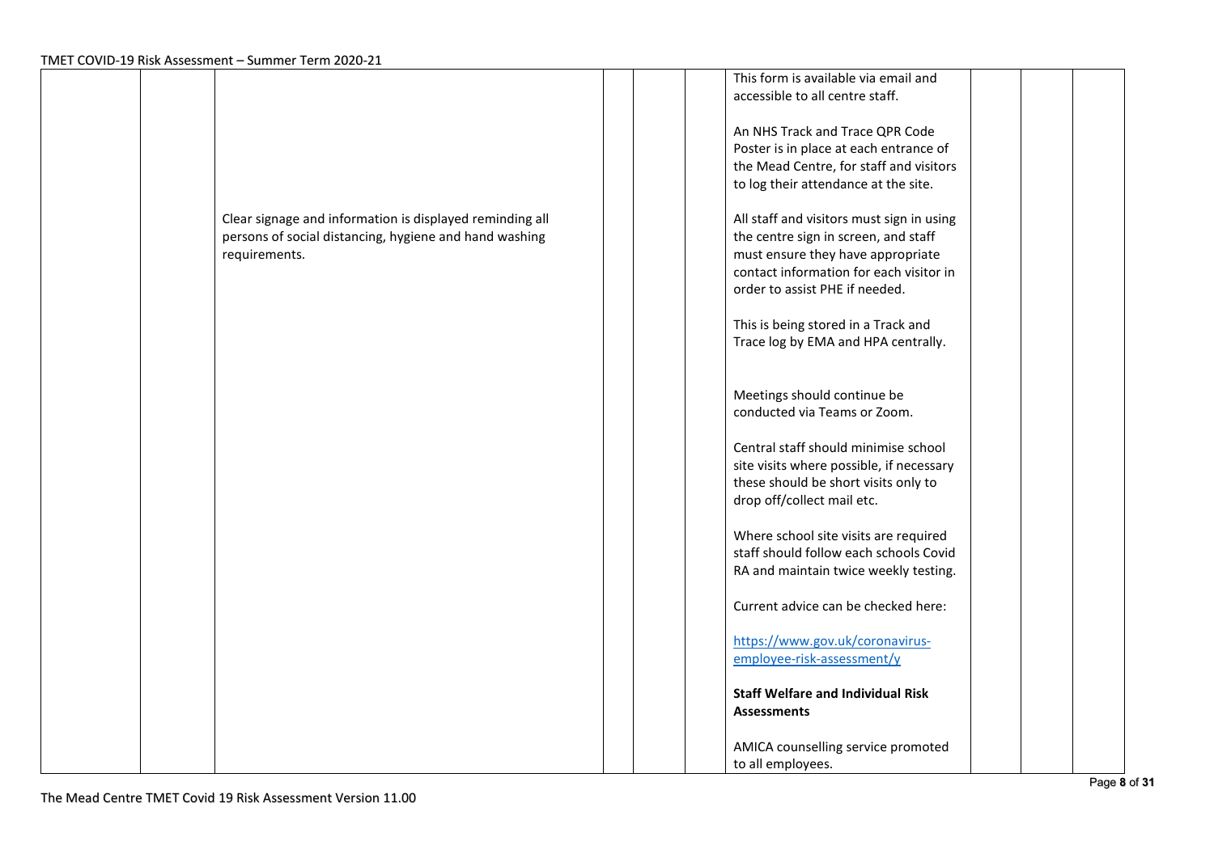| | | | | | | | | | |
|---|---|---|---|---|---|---|---|---|---|
| | | Clear signage and information is displayed reminding all persons of social distancing, hygiene and hand washing requirements. | | | | This form is available via email and accessible to all centre staff.<br><br>An NHS Track and Trace QPR Code Poster is in place at each entrance of the Mead Centre, for staff and visitors to log their attendance at the site.<br><br>All staff and visitors must sign in using the centre sign in screen, and staff must ensure they have appropriate contact information for each visitor in order to assist PHE if needed.<br><br>This is being stored in a Track and Trace log by EMA and HPA centrally.<br><br>Meetings should continue be conducted via Teams or Zoom.<br><br>Central staff should minimise school site visits where possible, if necessary these should be short visits only to drop off/collect mail etc.<br><br>Where school site visits are required staff should follow each schools Covid RA and maintain twice weekly testing.<br><br>Current advice can be checked here:<br><br>[https://www.gov.uk/coronavirus-employee-risk-assessment/y](https://www.gov.uk/coronavirus-employee-risk-assessment/y)<br><br>**Staff Welfare and Individual Risk Assessments**<br><br>AMICA counselling service promoted to all employees. | | | |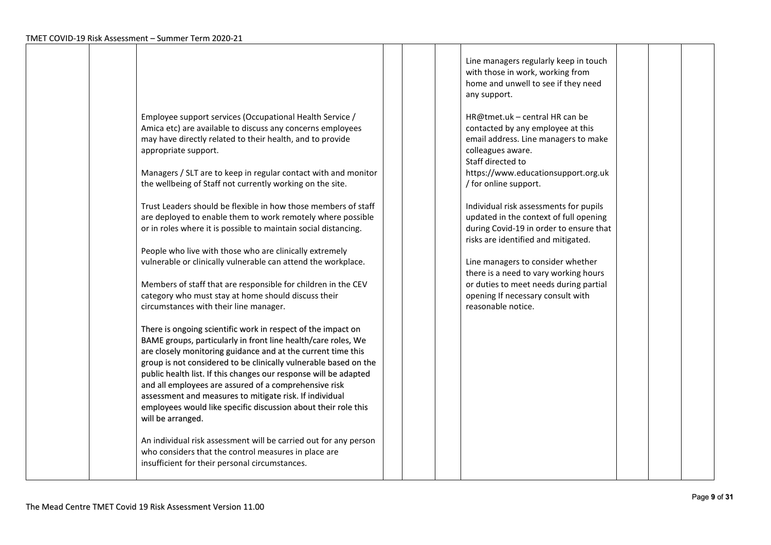| | | | | | | | | | |
|---|---|---|---|---|---|---|---|---|---|
| | | Employee support services (Occupational Health Service / Amica etc) are available to discuss any concerns employees may have directly related to their health, and to provide appropriate support.<br><br>Managers / SLT are to keep in regular contact with and monitor the wellbeing of Staff not currently working on the site.<br><br>Trust Leaders should be flexible in how those members of staff are deployed to enable them to work remotely where possible or in roles where it is possible to maintain social distancing.<br><br>People who live with those who are clinically extremely vulnerable or clinically vulnerable can attend the workplace.<br><br>Members of staff that are responsible for children in the CEV category who must stay at home should discuss their circumstances with their line manager.<br><br>There is ongoing scientific work in respect of the impact on BAME groups, particularly in front line health/care roles, We are closely monitoring guidance and at the current time this group is not considered to be clinically vulnerable based on the public health list. If this changes our response will be adapted and all employees are assured of a comprehensive risk assessment and measures to mitigate risk. If individual employees would like specific discussion about their role this will be arranged.<br><br>An individual risk assessment will be carried out for any person who considers that the control measures in place are insufficient for their personal circumstances. | | | | Line managers regularly keep in touch with those in work, working from home and unwell to see if they need any support.<br><br>HR@tmet.uk – central HR can be contacted by any employee at this email address. Line managers to make colleagues aware.<br>Staff directed to https://www.educationsupport.org.uk/ for online support.<br><br>Individual risk assessments for pupils updated in the context of full opening during Covid-19 in order to ensure that risks are identified and mitigated.<br><br>Line managers to consider whether there is a need to vary working hours or duties to meet needs during partial opening If necessary consult with reasonable notice. | | | |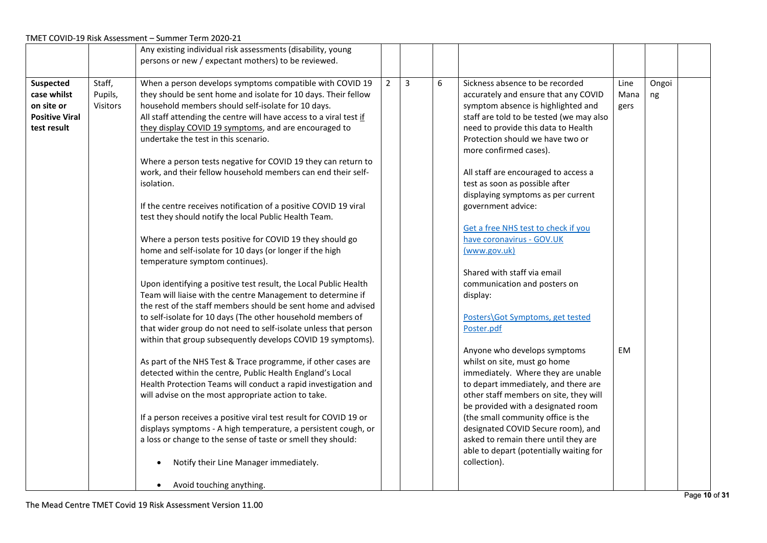| | | | | | | | | | |
|---|---|---|---|---|---|---|---|---|---|
| | | Any existing individual risk assessments (disability, young persons or new / expectant mothers) to be reviewed. | | | | | | | |
| **Suspected case whilst on site or Positive Viral test result** | Staff, Pupils, Visitors | When a person develops symptoms compatible with COVID 19 they should be sent home and isolate for 10 days. Their fellow household members should self-isolate for 10 days.<br>All staff attending the centre will have access to a viral test if they display COVID 19 symptoms, and are encouraged to undertake the test in this scenario.<br><br>Where a person tests negative for COVID 19 they can return to work, and their fellow household members can end their self-isolation.<br><br>If the centre receives notification of a positive COVID 19 viral test they should notify the local Public Health Team.<br><br>Where a person tests positive for COVID 19 they should go home and self-isolate for 10 days (or longer if the high temperature symptom continues).<br><br>Upon identifying a positive test result, the Local Public Health Team will liaise with the centre Management to determine if the rest of the staff members should be sent home and advised to self-isolate for 10 days (The other household members of that wider group do not need to self-isolate unless that person within that group subsequently develops COVID 19 symptoms).<br><br>As part of the NHS Test & Trace programme, if other cases are detected within the centre, Public Health England's Local Health Protection Teams will conduct a rapid investigation and will advise on the most appropriate action to take.<br><br>If a person receives a positive viral test result for COVID 19 or displays symptoms - A high temperature, a persistent cough, or a loss or change to the sense of taste or smell they should:<br><br>• Notify their Line Manager immediately.<br><br>• Avoid touching anything. | 2 | 3 | 6 | Sickness absence to be recorded accurately and ensure that any COVID symptom absence is highlighted and staff are told to be tested (we may also need to provide this data to Health Protection should we have two or more confirmed cases).<br><br>All staff are encouraged to access a test as soon as possible after displaying symptoms as per current government advice:<br><br>Get a free NHS test to check if you have coronavirus - GOV.UK (www.gov.uk)<br><br>Shared with staff via email communication and posters on display:<br><br>Posters\Got Symptoms, get tested Poster.pdf<br><br>Anyone who develops symptoms whilst on site, must go home immediately. Where they are unable to depart immediately, and there are other staff members on site, they will be provided with a designated room (the small community office is the designated COVID Secure room), and asked to remain there until they are able to depart (potentially waiting for collection). | Line Managers<br><br>EM | Ongoing | |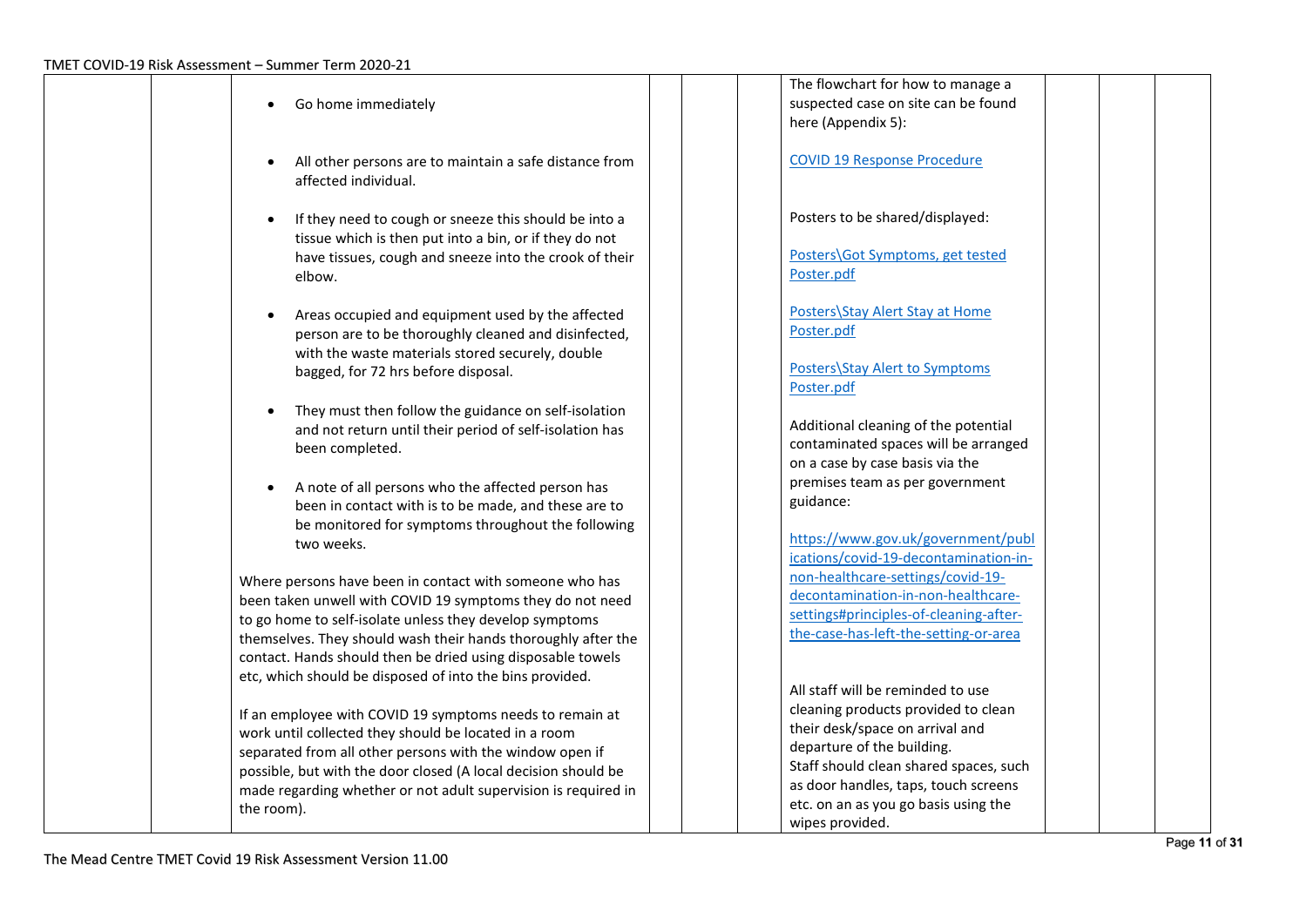| | | | | | | | | | |
|---|---|---|---|---|---|---|---|---|---|
| | | <ul><li>Go home immediately</li><li>All other persons are to maintain a safe distance from affected individual.</li><li>If they need to cough or sneeze this should be into a tissue which is then put into a bin, or if they do not have tissues, cough and sneeze into the crook of their elbow.</li><li>Areas occupied and equipment used by the affected person are to be thoroughly cleaned and disinfected, with the waste materials stored securely, double bagged, for 72 hrs before disposal.</li><li>They must then follow the guidance on self-isolation and not return until their period of self-isolation has been completed.</li><li>A note of all persons who the affected person has been in contact with is to be made, and these are to be monitored for symptoms throughout the following two weeks.</li></ul>Where persons have been in contact with someone who has been taken unwell with COVID 19 symptoms they do not need to go home to self-isolate unless they develop symptoms themselves. They should wash their hands thoroughly after the contact. Hands should then be dried using disposable towels etc, which should be disposed of into the bins provided.<br><br>If an employee with COVID 19 symptoms needs to remain at work until collected they should be located in a room separated from all other persons with the window open if possible, but with the door closed (A local decision should be made regarding whether or not adult supervision is required in the room). | | | | The flowchart for how to manage a suspected case on site can be found here (Appendix 5):<br><br>[COVID 19 Response Procedure]()<br><br>Posters to be shared/displayed:<br><br>[Posters\Got Symptoms, get tested Poster.pdf]()<br><br>[Posters\Stay Alert Stay at Home Poster.pdf]()<br><br>[Posters\Stay Alert to Symptoms Poster.pdf]()<br><br>Additional cleaning of the potential contaminated spaces will be arranged on a case by case basis via the premises team as per government guidance:<br><br>https://www.gov.uk/government/publications/covid-19-decontamination-in-non-healthcare-settings/covid-19-decontamination-in-non-healthcare-settings#principles-of-cleaning-after-the-case-has-left-the-setting-or-area<br><br>All staff will be reminded to use cleaning products provided to clean their desk/space on arrival and departure of the building.<br>Staff should clean shared spaces, such as door handles, taps, touch screens etc. on an as you go basis using the wipes provided. | | | |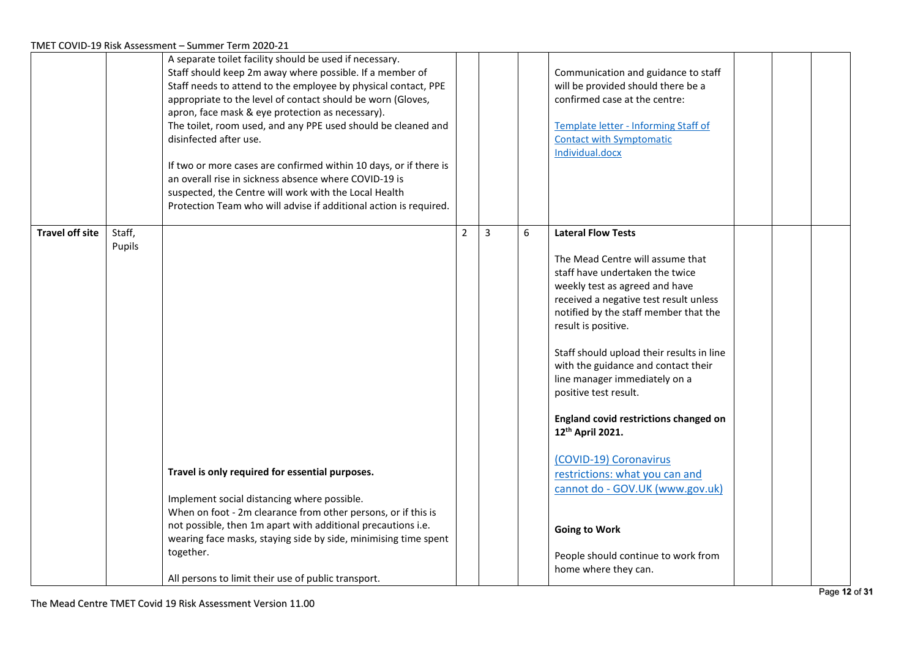| | | | | | | | | | |
|---|---|---|---|---|---|---|---|---|---|
| | | A separate toilet facility should be used if necessary.<br>Staff should keep 2m away where possible. If a member of Staff needs to attend to the employee by physical contact, PPE appropriate to the level of contact should be worn (Gloves, apron, face mask & eye protection as necessary).<br>The toilet, room used, and any PPE used should be cleaned and disinfected after use.<br><br>If two or more cases are confirmed within 10 days, or if there is an overall rise in sickness absence where COVID-19 is suspected, the Centre will work with the Local Health Protection Team who will advise if additional action is required. | | | | Communication and guidance to staff will be provided should there be a confirmed case at the centre:<br><br>[Template letter - Informing Staff of Contact with Symptomatic Individual.docx] | | | |
| **Travel off site** | Staff, Pupils | **Travel is only required for essential purposes.**<br><br>Implement social distancing where possible.<br>When on foot - 2m clearance from other persons, or if this is not possible, then 1m apart with additional precautions i.e. wearing face masks, staying side by side, minimising time spent together.<br><br>All persons to limit their use of public transport. | 2 | 3 | 6 | **Lateral Flow Tests**<br><br>The Mead Centre will assume that staff have undertaken the twice weekly test as agreed and have received a negative test result unless notified by the staff member that the result is positive.<br><br>Staff should upload their results in line with the guidance and contact their line manager immediately on a positive test result.<br><br>**England covid restrictions changed on 12th April 2021.**<br><br>[(COVID-19) Coronavirus restrictions: what you can and cannot do - GOV.UK (www.gov.uk)]<br><br>**Going to Work**<br><br>People should continue to work from home where they can. | | | |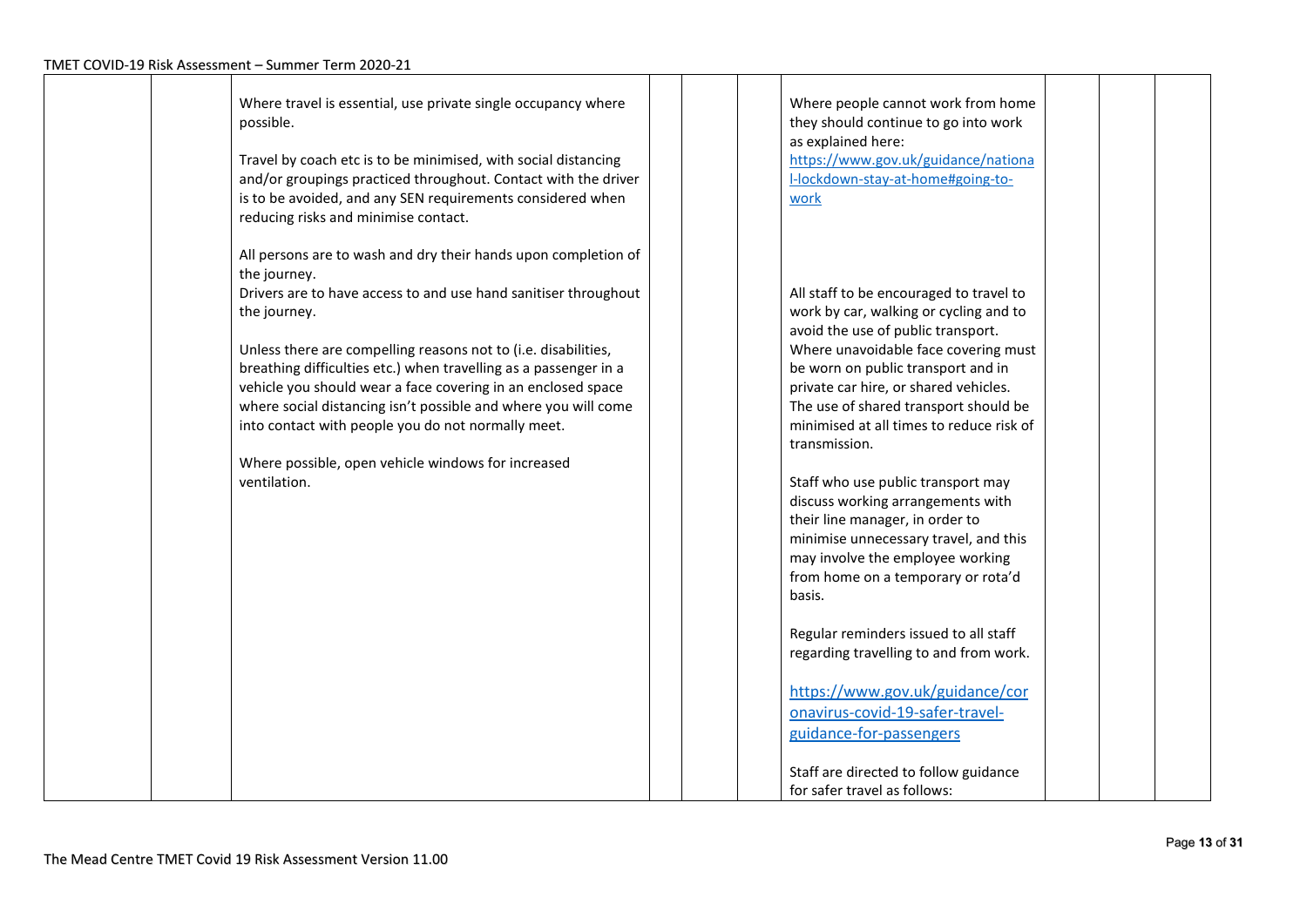| | | | | | | | | | |
|---|---|---|---|---|---|---|---|---|---|
| | | Where travel is essential, use private single occupancy where possible.<br><br>Travel by coach etc is to be minimised, with social distancing and/or groupings practiced throughout. Contact with the driver is to be avoided, and any SEN requirements considered when reducing risks and minimise contact.<br><br>All persons are to wash and dry their hands upon completion of the journey.<br>Drivers are to have access to and use hand sanitiser throughout the journey.<br><br>Unless there are compelling reasons not to (i.e. disabilities, breathing difficulties etc.) when travelling as a passenger in a vehicle you should wear a face covering in an enclosed space where social distancing isn't possible and where you will come into contact with people you do not normally meet.<br><br>Where possible, open vehicle windows for increased ventilation. | | | | Where people cannot work from home they should continue to go into work as explained here: [https://www.gov.uk/guidance/national-lockdown-stay-at-home#going-to-work](https://www.gov.uk/guidance/national-lockdown-stay-at-home#going-to-work)<br><br>All staff to be encouraged to travel to work by car, walking or cycling and to avoid the use of public transport. Where unavoidable face covering must be worn on public transport and in private car hire, or shared vehicles. The use of shared transport should be minimised at all times to reduce risk of transmission.<br><br>Staff who use public transport may discuss working arrangements with their line manager, in order to minimise unnecessary travel, and this may involve the employee working from home on a temporary or rota'd basis.<br><br>Regular reminders issued to all staff regarding travelling to and from work.<br><br>[https://www.gov.uk/guidance/coronavirus-covid-19-safer-travel-guidance-for-passengers](https://www.gov.uk/guidance/coronavirus-covid-19-safer-travel-guidance-for-passengers)<br><br>Staff are directed to follow guidance for safer travel as follows: | | | |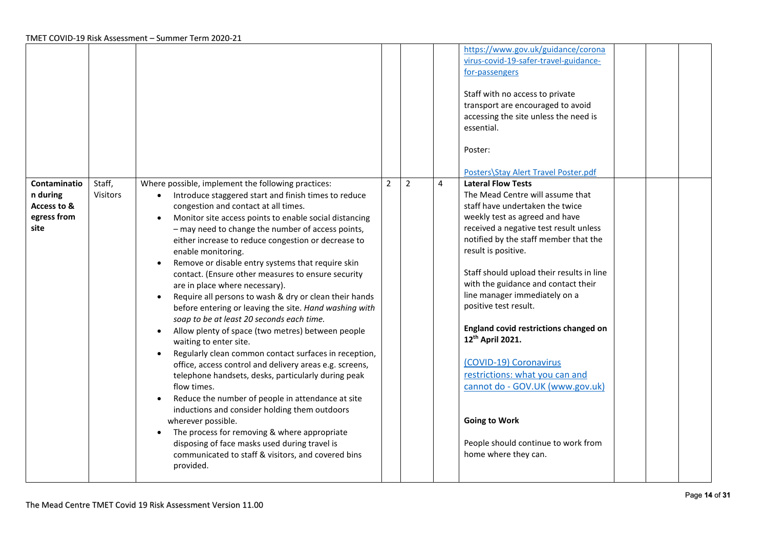| | | | | | | | | | |
|---|---|---|---|---|---|---|---|---|---|
| | | | | | | https://www.gov.uk/guidance/coronavirus-covid-19-safer-travel-guidance-for-passengers<br><br>Staff with no access to private transport are encouraged to avoid accessing the site unless the need is essential.<br><br>Poster:<br><br>Posters\Stay Alert Travel Poster.pdf | | | |
| **Contamination during Access to & egress from site** | Staff, Visitors | Where possible, implement the following practices:<br>• Introduce staggered start and finish times to reduce congestion and contact at all times.<br>• Monitor site access points to enable social distancing – may need to change the number of access points, either increase to reduce congestion or decrease to enable monitoring.<br>• Remove or disable entry systems that require skin contact. (Ensure other measures to ensure security are in place where necessary).<br>• Require all persons to wash & dry or clean their hands before entering or leaving the site. *Hand washing with soap to be at least 20 seconds each time.*<br>• Allow plenty of space (two metres) between people waiting to enter site.<br>• Regularly clean common contact surfaces in reception, office, access control and delivery areas e.g. screens, telephone handsets, desks, particularly during peak flow times.<br>• Reduce the number of people in attendance at site inductions and consider holding them outdoors wherever possible.<br>• The process for removing & where appropriate disposing of face masks used during travel is communicated to staff & visitors, and covered bins provided. | 2 | 2 | 4 | **Lateral Flow Tests**<br>The Mead Centre will assume that staff have undertaken the twice weekly test as agreed and have received a negative test result unless notified by the staff member that the result is positive.<br><br>Staff should upload their results in line with the guidance and contact their line manager immediately on a positive test result.<br><br>**England covid restrictions changed on 12th April 2021.**<br><br>(COVID-19) Coronavirus restrictions: what you can and cannot do - GOV.UK (www.gov.uk)<br><br>**Going to Work**<br><br>People should continue to work from home where they can. | | | |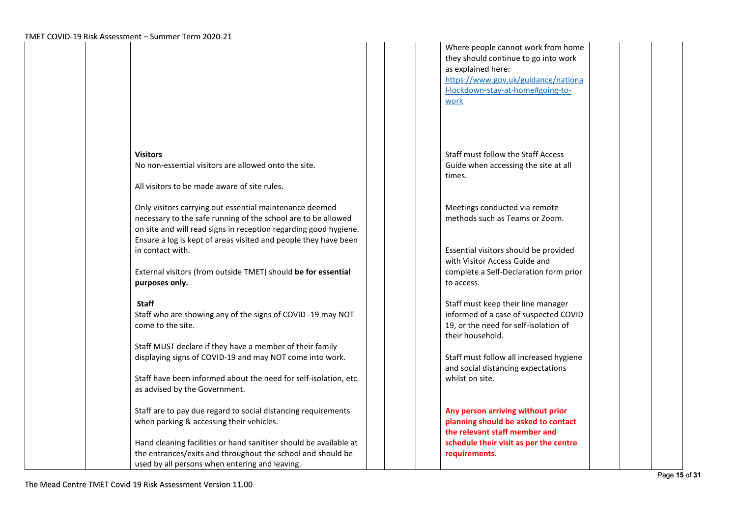| | | | | | | | | | |
|---|---|---|---|---|---|---|---|---|---|
| | | | | | | Where people cannot work from home they should continue to go into work as explained here: https://www.gov.uk/guidance/national-lockdown-stay-at-home#going-to-work | | | |
| | | **Visitors**<br>No non-essential visitors are allowed onto the site.<br><br>All visitors to be made aware of site rules.<br><br>Only visitors carrying out essential maintenance deemed necessary to the safe running of the school are to be allowed on site and will read signs in reception regarding good hygiene. Ensure a log is kept of areas visited and people they have been in contact with.<br><br>External visitors (from outside TMET) should **be for essential purposes only.**<br><br>**Staff**<br>Staff who are showing any of the signs of COVID -19 may NOT come to the site.<br><br>Staff MUST declare if they have a member of their family displaying signs of COVID-19 and may NOT come into work.<br><br>Staff have been informed about the need for self-isolation, etc. as advised by the Government.<br><br>Staff are to pay due regard to social distancing requirements when parking & accessing their vehicles.<br><br>Hand cleaning facilities or hand sanitiser should be available at the entrances/exits and throughout the school and should be used by all persons when entering and leaving. | | | | Staff must follow the Staff Access Guide when accessing the site at all times.<br><br>Meetings conducted via remote methods such as Teams or Zoom.<br><br>Essential visitors should be provided with Visitor Access Guide and complete a Self-Declaration form prior to access.<br><br>Staff must keep their line manager informed of a case of suspected COVID 19, or the need for self-isolation of their household.<br><br>Staff must follow all increased hygiene and social distancing expectations whilst on site.<br><br>**Any person arriving without prior planning should be asked to contact the relevant staff member and schedule their visit as per the centre requirements.** | | | |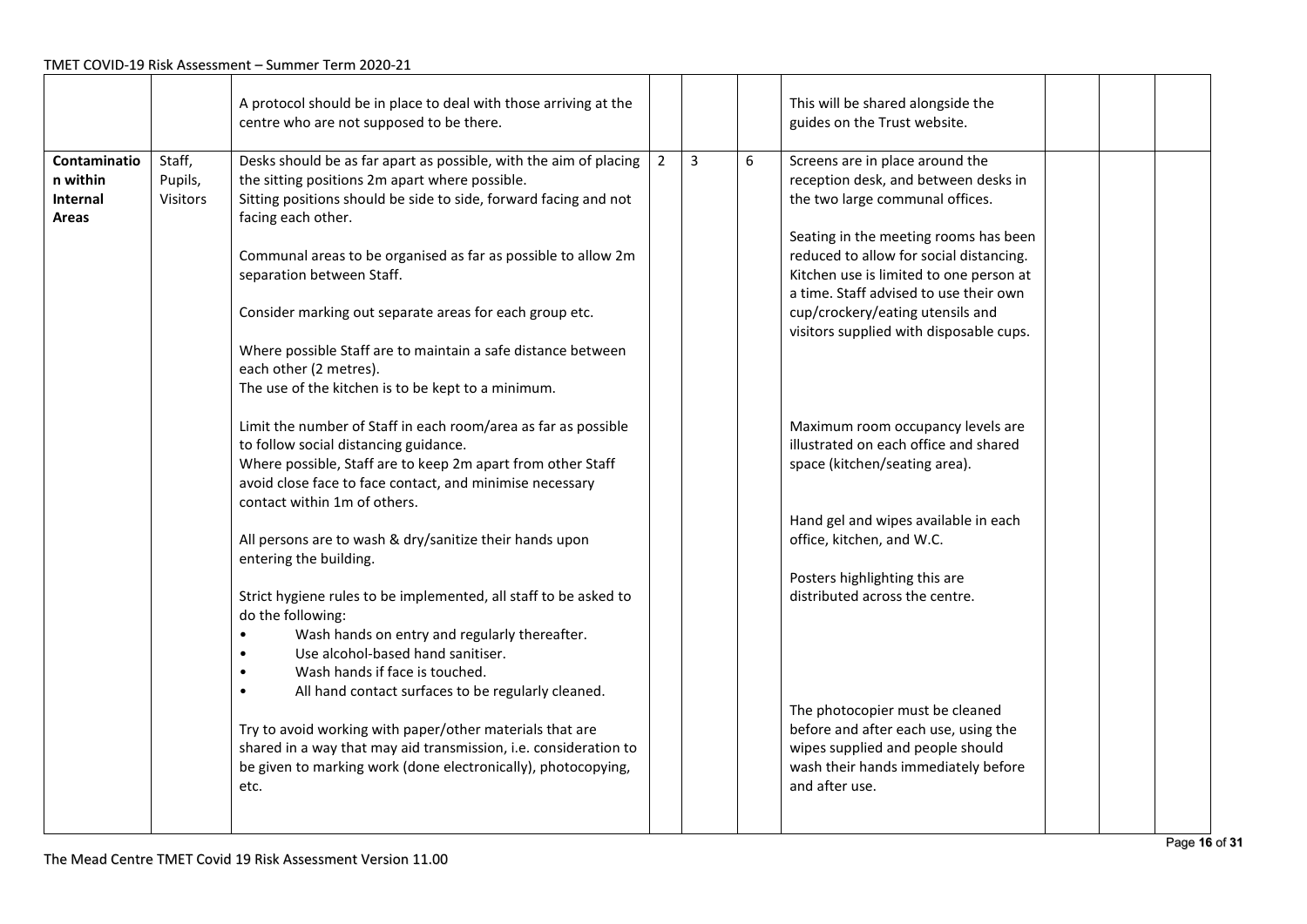| | | A protocol should be in place to deal with those arriving at the centre who are not supposed to be there. | | | | This will be shared alongside the guides on the Trust website. | | | |
|---|---|---|---|---|---|---|---|---|---|
| **Contamination within Internal Areas** | Staff, Pupils, Visitors | Desks should be as far apart as possible, with the aim of placing the sitting positions 2m apart where possible.<br>Sitting positions should be side to side, forward facing and not facing each other.<br><br>Communal areas to be organised as far as possible to allow 2m separation between Staff.<br><br>Consider marking out separate areas for each group etc.<br><br>Where possible Staff are to maintain a safe distance between each other (2 metres).<br>The use of the kitchen is to be kept to a minimum.<br><br>Limit the number of Staff in each room/area as far as possible to follow social distancing guidance.<br>Where possible, Staff are to keep 2m apart from other Staff avoid close face to face contact, and minimise necessary contact within 1m of others.<br><br>All persons are to wash & dry/sanitize their hands upon entering the building.<br><br>Strict hygiene rules to be implemented, all staff to be asked to do the following:<br>• Wash hands on entry and regularly thereafter.<br>• Use alcohol-based hand sanitiser.<br>• Wash hands if face is touched.<br>• All hand contact surfaces to be regularly cleaned.<br><br>Try to avoid working with paper/other materials that are shared in a way that may aid transmission, i.e. consideration to be given to marking work (done electronically), photocopying, etc. | 2 | 3 | 6 | Screens are in place around the reception desk, and between desks in the two large communal offices.<br><br>Seating in the meeting rooms has been reduced to allow for social distancing. Kitchen use is limited to one person at a time. Staff advised to use their own cup/crockery/eating utensils and visitors supplied with disposable cups.<br><br>Maximum room occupancy levels are illustrated on each office and shared space (kitchen/seating area).<br><br>Hand gel and wipes available in each office, kitchen, and W.C.<br><br>Posters highlighting this are distributed across the centre.<br><br>The photocopier must be cleaned before and after each use, using the wipes supplied and people should wash their hands immediately before and after use. | | | |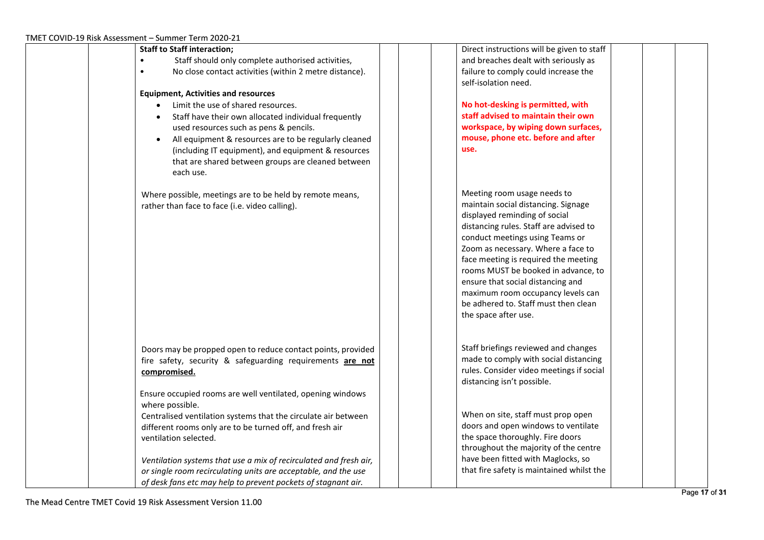| | | | | | | | | | |
|---|---|---|---|---|---|---|---|---|---|
| | | **Staff to Staff interaction;**<br>• Staff should only complete authorised activities,<br>• No close contact activities (within 2 metre distance).<br><br>**Equipment, Activities and resources**<br>• Limit the use of shared resources.<br>• Staff have their own allocated individual frequently used resources such as pens & pencils.<br>• All equipment & resources are to be regularly cleaned (including IT equipment), and equipment & resources that are shared between groups are cleaned between each use.<br><br>Where possible, meetings are to be held by remote means, rather than face to face (i.e. video calling).<br><br>Doors may be propped open to reduce contact points, provided fire safety, security & safeguarding requirements **are not compromised.**<br><br>Ensure occupied rooms are well ventilated, opening windows where possible.<br>Centralised ventilation systems that the circulate air between different rooms only are to be turned off, and fresh air ventilation selected.<br><br>*Ventilation systems that use a mix of recirculated and fresh air, or single room recirculating units are acceptable, and the use of desk fans etc may help to prevent pockets of stagnant air.* | | | | Direct instructions will be given to staff and breaches dealt with seriously as failure to comply could increase the self-isolation need.<br><br>**No hot-desking is permitted, with staff advised to maintain their own workspace, by wiping down surfaces, mouse, phone etc. before and after use.**<br><br>Meeting room usage needs to maintain social distancing. Signage displayed reminding of social distancing rules. Staff are advised to conduct meetings using Teams or Zoom as necessary. Where a face to face meeting is required the meeting rooms MUST be booked in advance, to ensure that social distancing and maximum room occupancy levels can be adhered to. Staff must then clean the space after use.<br><br>Staff briefings reviewed and changes made to comply with social distancing rules. Consider video meetings if social distancing isn't possible.<br><br>When on site, staff must prop open doors and open windows to ventilate the space thoroughly. Fire doors throughout the majority of the centre have been fitted with Maglocks, so that fire safety is maintained whilst the | | | |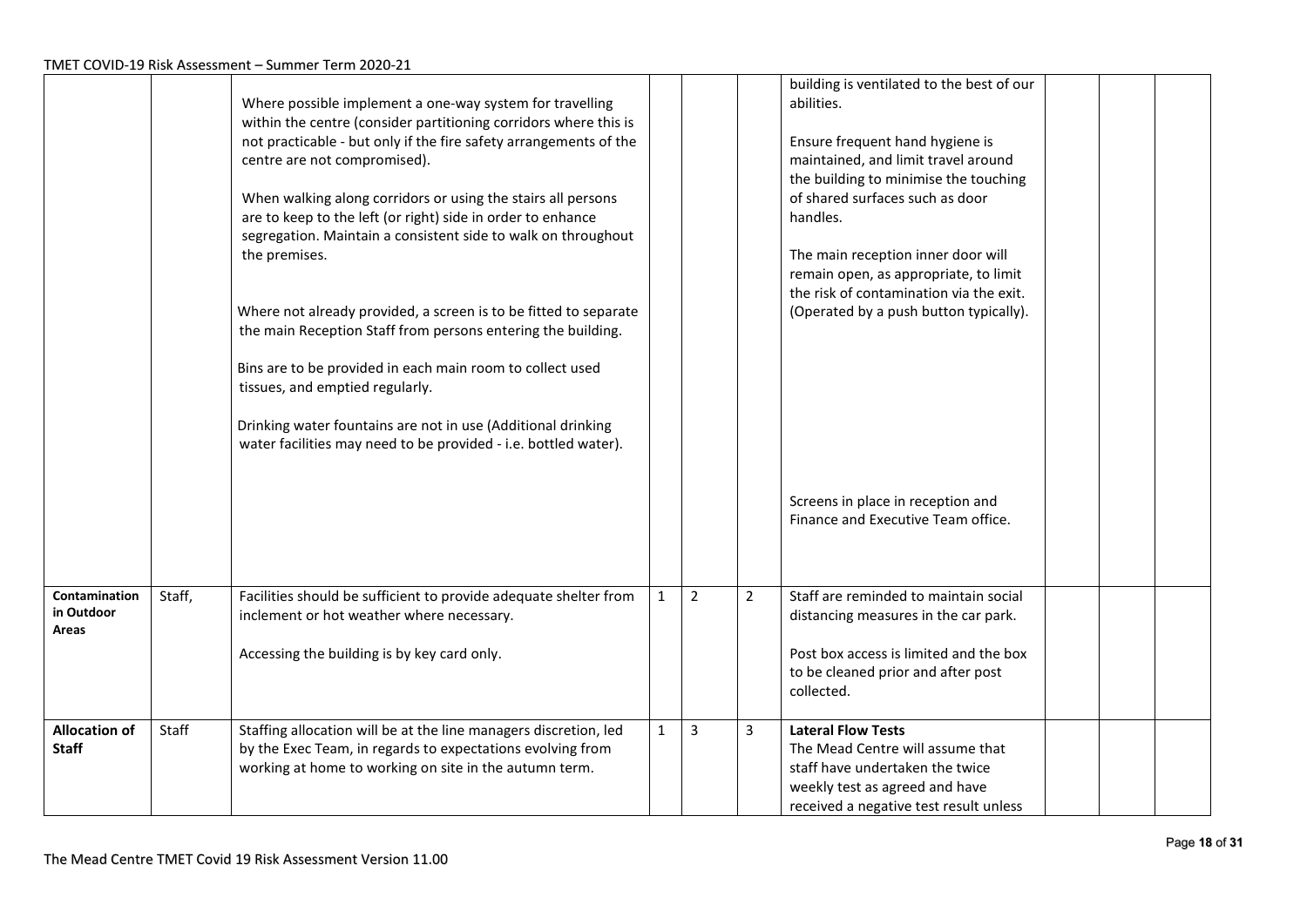| | | | | | | | | | |
|---|---|---|---|---|---|---|---|---|---|
| | | Where possible implement a one-way system for travelling within the centre (consider partitioning corridors where this is not practicable - but only if the fire safety arrangements of the centre are not compromised).<br><br>When walking along corridors or using the stairs all persons are to keep to the left (or right) side in order to enhance segregation. Maintain a consistent side to walk on throughout the premises.<br><br>Where not already provided, a screen is to be fitted to separate the main Reception Staff from persons entering the building.<br><br>Bins are to be provided in each main room to collect used tissues, and emptied regularly.<br><br>Drinking water fountains are not in use (Additional drinking water facilities may need to be provided - i.e. bottled water). | | | | building is ventilated to the best of our abilities.<br><br>Ensure frequent hand hygiene is maintained, and limit travel around the building to minimise the touching of shared surfaces such as door handles.<br><br>The main reception inner door will remain open, as appropriate, to limit the risk of contamination via the exit. (Operated by a push button typically).<br><br>Screens in place in reception and Finance and Executive Team office. | | | |
| **Contamination in Outdoor Areas** | Staff, | Facilities should be sufficient to provide adequate shelter from inclement or hot weather where necessary.<br><br>Accessing the building is by key card only. | 1 | 2 | 2 | Staff are reminded to maintain social distancing measures in the car park.<br><br>Post box access is limited and the box to be cleaned prior and after post collected. | | | |
| **Allocation of Staff** | Staff | Staffing allocation will be at the line managers discretion, led by the Exec Team, in regards to expectations evolving from working at home to working on site in the autumn term. | 1 | 3 | 3 | **Lateral Flow Tests**<br>The Mead Centre will assume that staff have undertaken the twice weekly test as agreed and have received a negative test result unless | | | |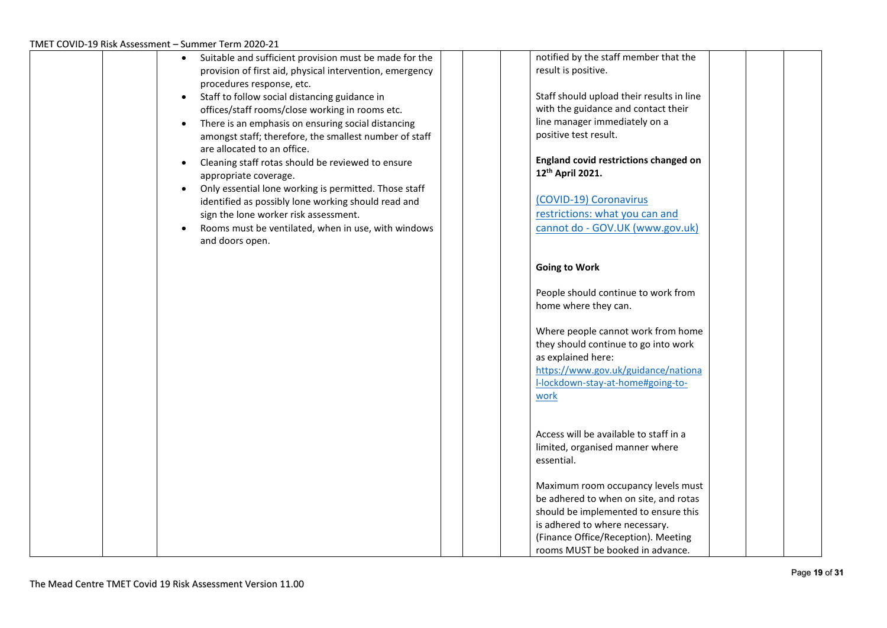| | | | | | | | | | |
|---|---|---|---|---|---|---|---|---|---|
| | | • Suitable and sufficient provision must be made for the provision of first aid, physical intervention, emergency procedures response, etc.<br>• Staff to follow social distancing guidance in offices/staff rooms/close working in rooms etc.<br>• There is an emphasis on ensuring social distancing amongst staff; therefore, the smallest number of staff are allocated to an office.<br>• Cleaning staff rotas should be reviewed to ensure appropriate coverage.<br>• Only essential lone working is permitted. Those staff identified as possibly lone working should read and sign the lone worker risk assessment.<br>• Rooms must be ventilated, when in use, with windows and doors open. | | | | notified by the staff member that the result is positive.<br><br>Staff should upload their results in line with the guidance and contact their line manager immediately on a positive test result.<br><br>**England covid restrictions changed on 12th April 2021.**<br><br>[(COVID-19) Coronavirus restrictions: what you can and cannot do - GOV.UK (www.gov.uk)]<br><br>**Going to Work**<br><br>People should continue to work from home where they can.<br><br>Where people cannot work from home they should continue to go into work as explained here: https://www.gov.uk/guidance/national-lockdown-stay-at-home#going-to-work<br><br>Access will be available to staff in a limited, organised manner where essential.<br><br>Maximum room occupancy levels must be adhered to when on site, and rotas should be implemented to ensure this is adhered to where necessary. (Finance Office/Reception). Meeting rooms MUST be booked in advance. | | | |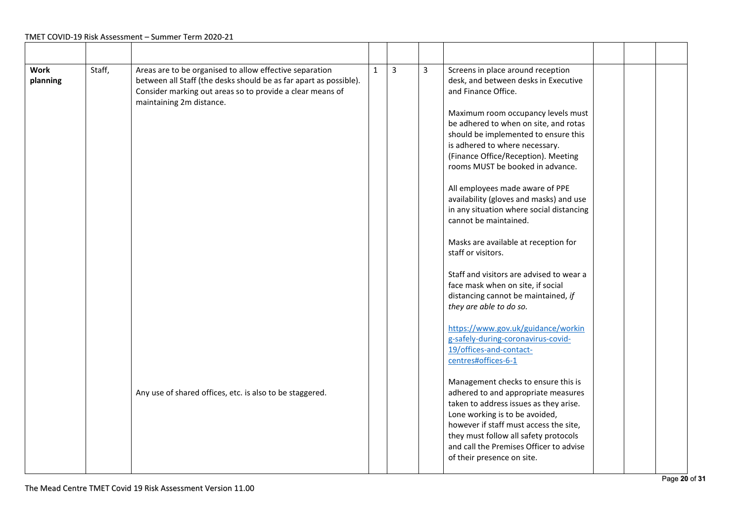| | | | | | | | | | |
|---|---|---|---|---|---|---|---|---|---|
| **Work planning** | Staff, | Areas are to be organised to allow effective separation between all Staff (the desks should be as far apart as possible). Consider marking out areas so to provide a clear means of maintaining 2m distance.<br><br>Any use of shared offices, etc. is also to be staggered. | 1 | 3 | 3 | Screens in place around reception desk, and between desks in Executive and Finance Office.<br><br>Maximum room occupancy levels must be adhered to when on site, and rotas should be implemented to ensure this is adhered to where necessary. (Finance Office/Reception). Meeting rooms MUST be booked in advance.<br><br>All employees made aware of PPE availability (gloves and masks) and use in any situation where social distancing cannot be maintained.<br><br>Masks are available at reception for staff or visitors.<br><br>Staff and visitors are advised to wear a face mask when on site, if social distancing cannot be maintained, *if they are able to do so.*<br><br>[https://www.gov.uk/guidance/working-safely-during-coronavirus-covid-19/offices-and-contact-centres#offices-6-1](https://www.gov.uk/guidance/working-safely-during-coronavirus-covid-19/offices-and-contact-centres#offices-6-1)<br><br>Management checks to ensure this is adhered to and appropriate measures taken to address issues as they arise. Lone working is to be avoided, however if staff must access the site, they must follow all safety protocols and call the Premises Officer to advise of their presence on site. | | | |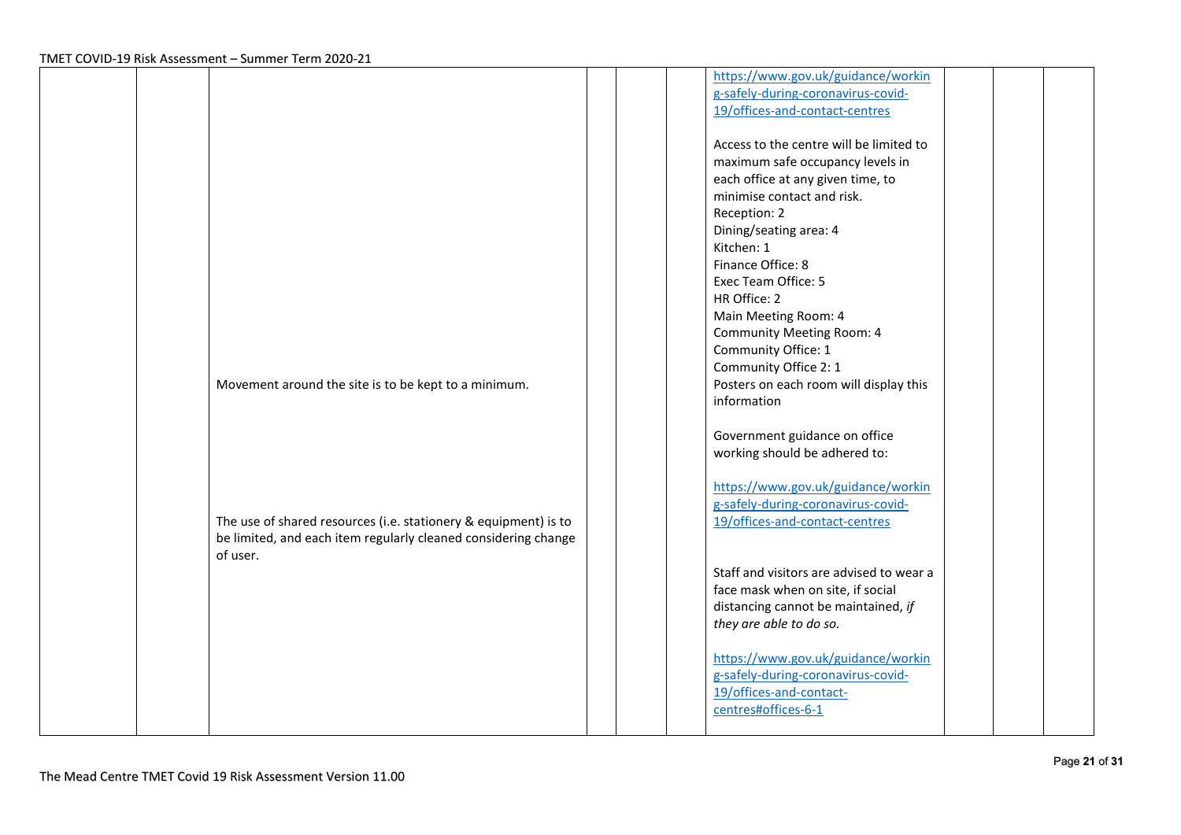| | | | | | | | | | |
|---|---|---|---|---|---|---|---|---|---|
| | | Movement around the site is to be kept to a minimum.<br><br>The use of shared resources (i.e. stationery & equipment) is to be limited, and each item regularly cleaned considering change of user. | | | | https://www.gov.uk/guidance/working-safely-during-coronavirus-covid-19/offices-and-contact-centres<br><br>Access to the centre will be limited to maximum safe occupancy levels in each office at any given time, to minimise contact and risk.<br>Reception: 2<br>Dining/seating area: 4<br>Kitchen: 1<br>Finance Office: 8<br>Exec Team Office: 5<br>HR Office: 2<br>Main Meeting Room: 4<br>Community Meeting Room: 4<br>Community Office: 1<br>Community Office 2: 1<br>Posters on each room will display this information<br><br>Government guidance on office working should be adhered to:<br><br>https://www.gov.uk/guidance/working-safely-during-coronavirus-covid-19/offices-and-contact-centres<br><br>Staff and visitors are advised to wear a face mask when on site, if social distancing cannot be maintained, *if they are able to do so.*<br><br>https://www.gov.uk/guidance/working-safely-during-coronavirus-covid-19/offices-and-contact-centres#offices-6-1 | | | |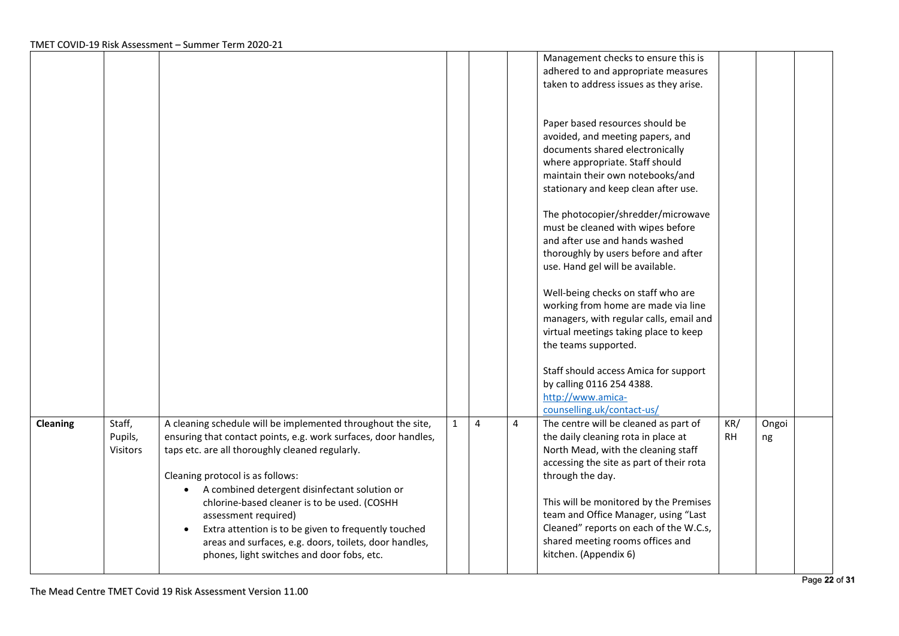| | | | | | | | | | |
|---|---|---|---|---|---|---|---|---|---|
| | | | | | | Management checks to ensure this is adhered to and appropriate measures taken to address issues as they arise.<br><br>Paper based resources should be avoided, and meeting papers, and documents shared electronically where appropriate. Staff should maintain their own notebooks/and stationary and keep clean after use.<br><br>The photocopier/shredder/microwave must be cleaned with wipes before and after use and hands washed thoroughly by users before and after use. Hand gel will be available.<br><br>Well-being checks on staff who are working from home are made via line managers, with regular calls, email and virtual meetings taking place to keep the teams supported.<br><br>Staff should access Amica for support by calling 0116 254 4388. [http://www.amica-counselling.uk/contact-us/](http://www.amica-counselling.uk/contact-us/) | | | |
| **Cleaning** | Staff, Pupils, Visitors | A cleaning schedule will be implemented throughout the site, ensuring that contact points, e.g. work surfaces, door handles, taps etc. are all thoroughly cleaned regularly.<br><br>Cleaning protocol is as follows:<br>• A combined detergent disinfectant solution or chlorine-based cleaner is to be used. (COSHH assessment required)<br>• Extra attention is to be given to frequently touched areas and surfaces, e.g. doors, toilets, door handles, phones, light switches and door fobs, etc. | 1 | 4 | 4 | The centre will be cleaned as part of the daily cleaning rota in place at North Mead, with the cleaning staff accessing the site as part of their rota through the day.<br><br>This will be monitored by the Premises team and Office Manager, using "Last Cleaned" reports on each of the W.C.s, shared meeting rooms offices and kitchen. (Appendix 6) | KR/ RH | Ongoing | |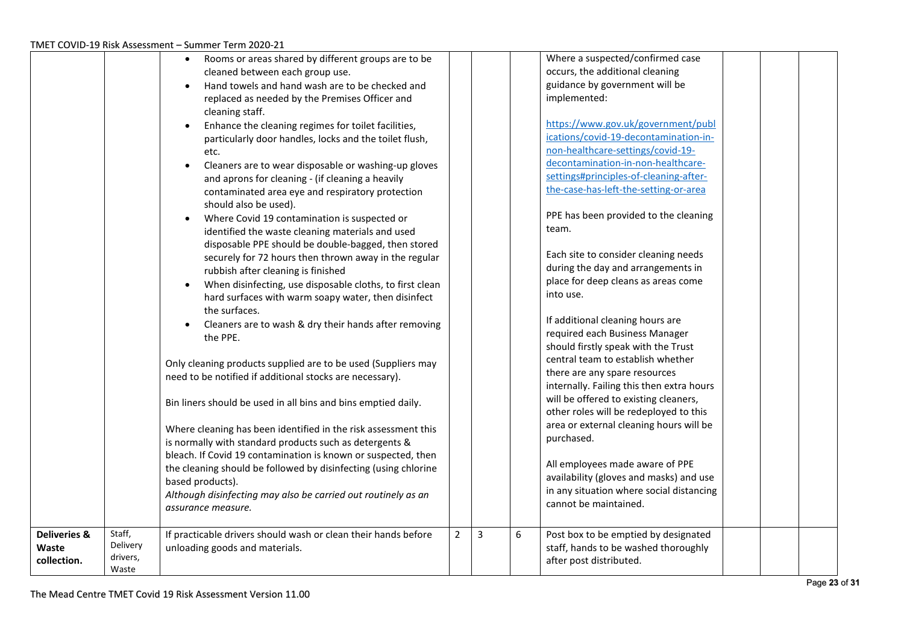| | | | | | | | | | |
|---|---|---|---|---|---|---|---|---|---|
| | | • Rooms or areas shared by different groups are to be cleaned between each group use.<br>• Hand towels and hand wash are to be checked and replaced as needed by the Premises Officer and cleaning staff.<br>• Enhance the cleaning regimes for toilet facilities, particularly door handles, locks and the toilet flush, etc.<br>• Cleaners are to wear disposable or washing-up gloves and aprons for cleaning - (if cleaning a heavily contaminated area eye and respiratory protection should also be used).<br>• Where Covid 19 contamination is suspected or identified the waste cleaning materials and used disposable PPE should be double-bagged, then stored securely for 72 hours then thrown away in the regular rubbish after cleaning is finished<br>• When disinfecting, use disposable cloths, to first clean hard surfaces with warm soapy water, then disinfect the surfaces.<br>• Cleaners are to wash & dry their hands after removing the PPE.<br><br>Only cleaning products supplied are to be used (Suppliers may need to be notified if additional stocks are necessary).<br><br>Bin liners should be used in all bins and bins emptied daily.<br><br>Where cleaning has been identified in the risk assessment this is normally with standard products such as detergents & bleach. If Covid 19 contamination is known or suspected, then the cleaning should be followed by disinfecting (using chlorine based products).<br>*Although disinfecting may also be carried out routinely as an assurance measure.* | | | | Where a suspected/confirmed case occurs, the additional cleaning guidance by government will be implemented:<br><br>https://www.gov.uk/government/publications/covid-19-decontamination-in-non-healthcare-settings/covid-19-decontamination-in-non-healthcare-settings#principles-of-cleaning-after-the-case-has-left-the-setting-or-area<br><br>PPE has been provided to the cleaning team.<br><br>Each site to consider cleaning needs during the day and arrangements in place for deep cleans as areas come into use.<br><br>If additional cleaning hours are required each Business Manager should firstly speak with the Trust central team to establish whether there are any spare resources internally. Failing this then extra hours will be offered to existing cleaners, other roles will be redeployed to this area or external cleaning hours will be purchased.<br><br>All employees made aware of PPE availability (gloves and masks) and use in any situation where social distancing cannot be maintained. | | | |
| **Deliveries & Waste collection.** | Staff, Delivery drivers, Waste | If practicable drivers should wash or clean their hands before unloading goods and materials. | 2 | 3 | 6 | Post box to be emptied by designated staff, hands to be washed thoroughly after post distributed. | | | |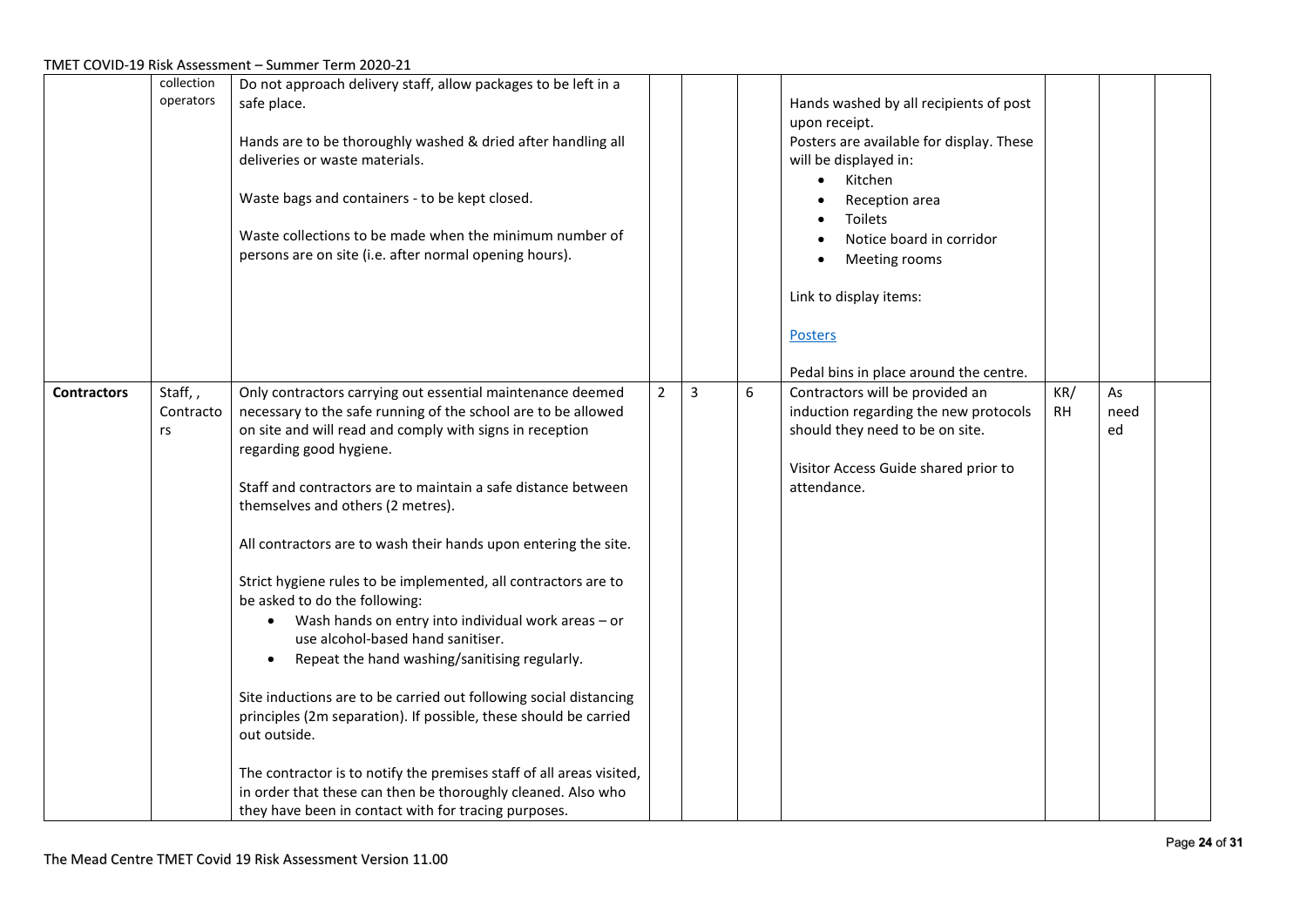| | collection operators | Do not approach delivery staff, allow packages to be left in a safe place.<br><br>Hands are to be thoroughly washed & dried after handling all deliveries or waste materials.<br><br>Waste bags and containers - to be kept closed.<br><br>Waste collections to be made when the minimum number of persons are on site (i.e. after normal opening hours). | | | | Hands washed by all recipients of post upon receipt.<br>Posters are available for display. These will be displayed in:<br>• Kitchen<br>• Reception area<br>• Toilets<br>• Notice board in corridor<br>• Meeting rooms<br><br>Link to display items:<br><br>Posters<br><br>Pedal bins in place around the centre. | | | |
|---|---|---|---|---|---|---|---|---|---|
| **Contractors** | Staff, , Contractors | Only contractors carrying out essential maintenance deemed necessary to the safe running of the school are to be allowed on site and will read and comply with signs in reception regarding good hygiene.<br><br>Staff and contractors are to maintain a safe distance between themselves and others (2 metres).<br><br>All contractors are to wash their hands upon entering the site.<br><br>Strict hygiene rules to be implemented, all contractors are to be asked to do the following:<br>• Wash hands on entry into individual work areas – or use alcohol-based hand sanitiser.<br>• Repeat the hand washing/sanitising regularly.<br><br>Site inductions are to be carried out following social distancing principles (2m separation). If possible, these should be carried out outside.<br><br>The contractor is to notify the premises staff of all areas visited, in order that these can then be thoroughly cleaned. Also who they have been in contact with for tracing purposes. | 2 | 3 | 6 | Contractors will be provided an induction regarding the new protocols should they need to be on site.<br><br>Visitor Access Guide shared prior to attendance. | KR/ RH | As needed | |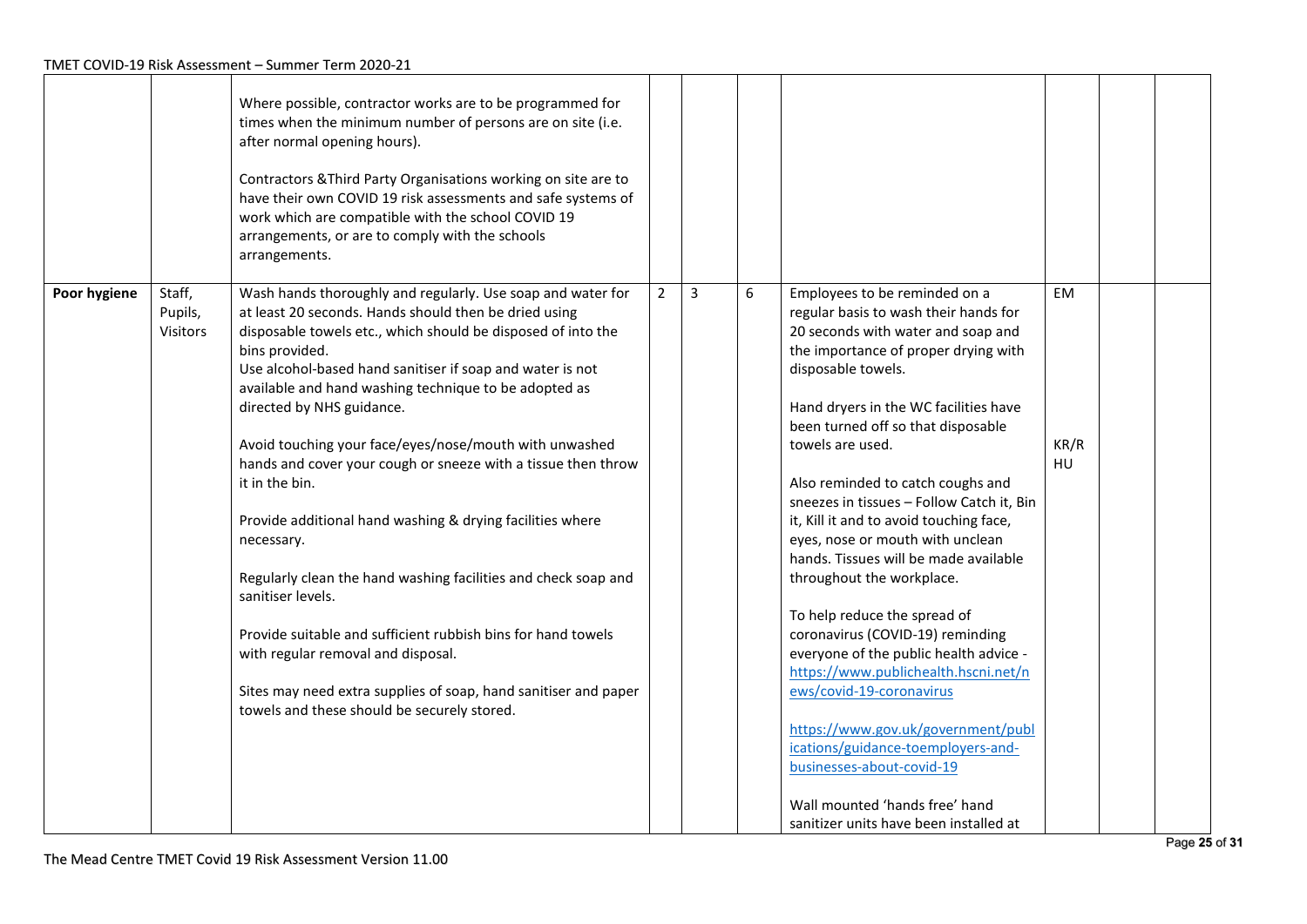| | | | | | | | | | |
|---|---|---|---|---|---|---|---|---|---|
| | | Where possible, contractor works are to be programmed for times when the minimum number of persons are on site (i.e. after normal opening hours).<br><br>Contractors &Third Party Organisations working on site are to have their own COVID 19 risk assessments and safe systems of work which are compatible with the school COVID 19 arrangements, or are to comply with the schools arrangements. | | | | | | | |
| **Poor hygiene** | Staff, Pupils, Visitors | Wash hands thoroughly and regularly. Use soap and water for at least 20 seconds. Hands should then be dried using disposable towels etc., which should be disposed of into the bins provided.<br>Use alcohol-based hand sanitiser if soap and water is not available and hand washing technique to be adopted as directed by NHS guidance.<br><br>Avoid touching your face/eyes/nose/mouth with unwashed hands and cover your cough or sneeze with a tissue then throw it in the bin.<br><br>Provide additional hand washing & drying facilities where necessary.<br><br>Regularly clean the hand washing facilities and check soap and sanitiser levels.<br><br>Provide suitable and sufficient rubbish bins for hand towels with regular removal and disposal.<br><br>Sites may need extra supplies of soap, hand sanitiser and paper towels and these should be securely stored. | 2 | 3 | 6 | Employees to be reminded on a regular basis to wash their hands for 20 seconds with water and soap and the importance of proper drying with disposable towels.<br><br>Hand dryers in the WC facilities have been turned off so that disposable towels are used.<br><br>Also reminded to catch coughs and sneezes in tissues – Follow Catch it, Bin it, Kill it and to avoid touching face, eyes, nose or mouth with unclean hands. Tissues will be made available throughout the workplace.<br><br>To help reduce the spread of coronavirus (COVID-19) reminding everyone of the public health advice - https://www.publichealth.hscni.net/news/covid-19-coronavirus<br><br>https://www.gov.uk/government/publications/guidance-toemployers-and-businesses-about-covid-19<br><br>Wall mounted 'hands free' hand sanitizer units have been installed at | EM<br><br><br><br>KR/RHU | | |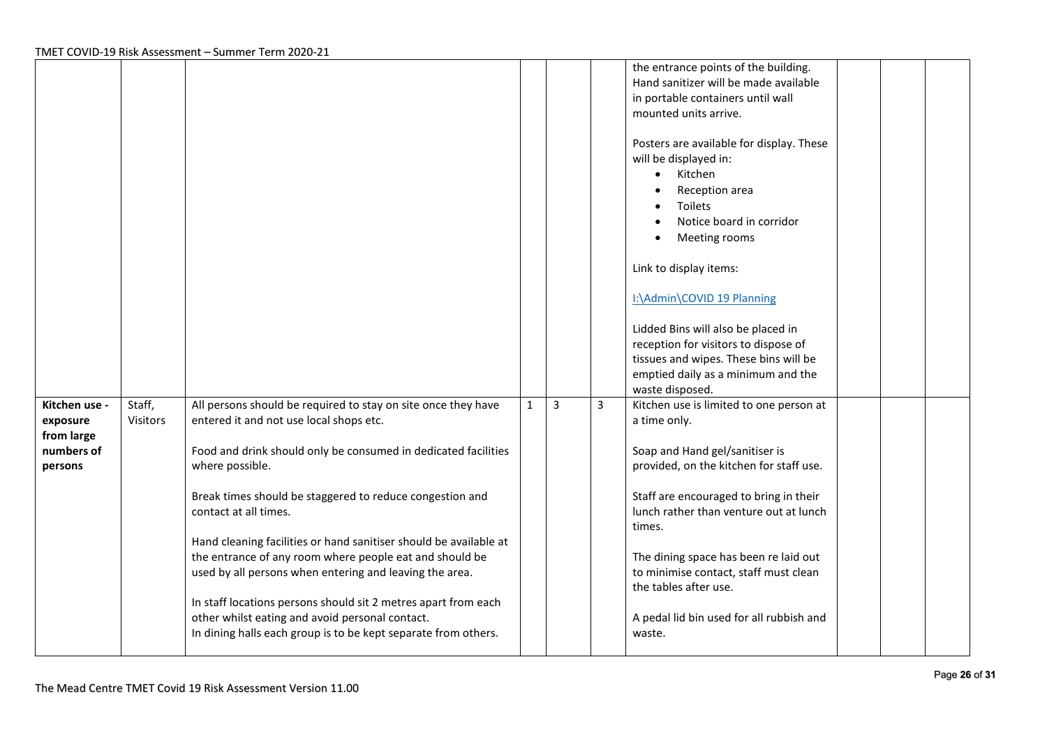| | | | | | | | | | |
|---|---|---|---|---|---|---|---|---|---|
| | | | | | | the entrance points of the building. Hand sanitizer will be made available in portable containers until wall mounted units arrive.<br><br>Posters are available for display. These will be displayed in:<br>• Kitchen<br>• Reception area<br>• Toilets<br>• Notice board in corridor<br>• Meeting rooms<br><br>Link to display items:<br><br>[I:\Admin\COVID 19 Planning](I:\Admin\COVID 19 Planning)<br><br>Lidded Bins will also be placed in reception for visitors to dispose of tissues and wipes. These bins will be emptied daily as a minimum and the waste disposed. | | | |
| **Kitchen use - exposure from large numbers of persons** | Staff, Visitors | All persons should be required to stay on site once they have entered it and not use local shops etc.<br><br>Food and drink should only be consumed in dedicated facilities where possible.<br><br>Break times should be staggered to reduce congestion and contact at all times.<br><br>Hand cleaning facilities or hand sanitiser should be available at the entrance of any room where people eat and should be used by all persons when entering and leaving the area.<br><br>In staff locations persons should sit 2 metres apart from each other whilst eating and avoid personal contact.<br>In dining halls each group is to be kept separate from others. | 1 | 3 | 3 | Kitchen use is limited to one person at a time only.<br><br>Soap and Hand gel/sanitiser is provided, on the kitchen for staff use.<br><br>Staff are encouraged to bring in their lunch rather than venture out at lunch times.<br><br>The dining space has been re laid out to minimise contact, staff must clean the tables after use.<br><br>A pedal lid bin used for all rubbish and waste. | | | |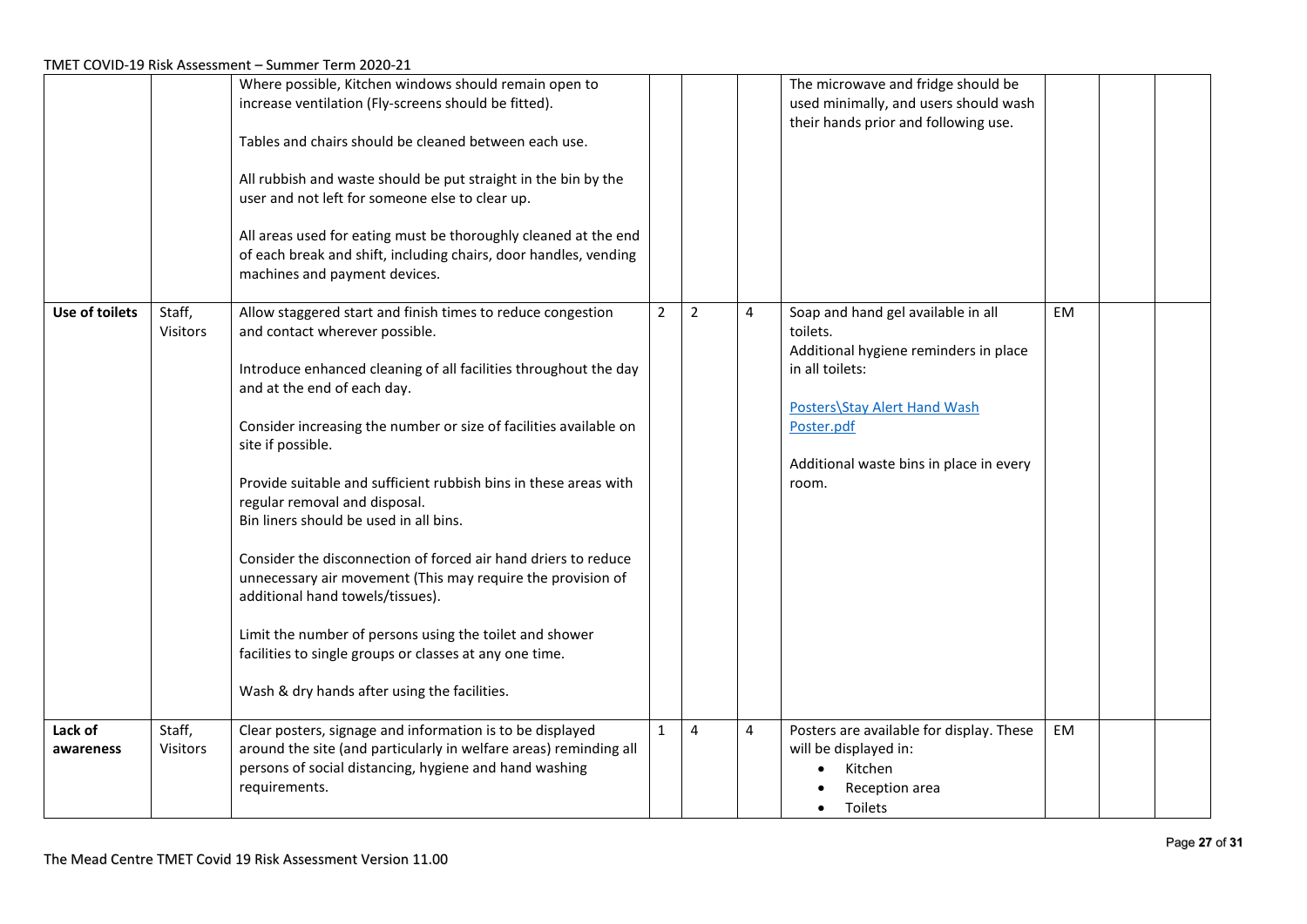| | | | | | | | | |
|---|---|---|---|---|---|---|---|---|
| | | Where possible, Kitchen windows should remain open to increase ventilation (Fly-screens should be fitted).<br><br>Tables and chairs should be cleaned between each use.<br><br>All rubbish and waste should be put straight in the bin by the user and not left for someone else to clear up.<br><br>All areas used for eating must be thoroughly cleaned at the end of each break and shift, including chairs, door handles, vending machines and payment devices. | | | | The microwave and fridge should be used minimally, and users should wash their hands prior and following use. | | | |
| **Use of toilets** | Staff, Visitors | Allow staggered start and finish times to reduce congestion and contact wherever possible.<br><br>Introduce enhanced cleaning of all facilities throughout the day and at the end of each day.<br><br>Consider increasing the number or size of facilities available on site if possible.<br><br>Provide suitable and sufficient rubbish bins in these areas with regular removal and disposal.<br>Bin liners should be used in all bins.<br><br>Consider the disconnection of forced air hand driers to reduce unnecessary air movement (This may require the provision of additional hand towels/tissues).<br><br>Limit the number of persons using the toilet and shower facilities to single groups or classes at any one time.<br><br>Wash & dry hands after using the facilities. | 2 | 2 | 4 | Soap and hand gel available in all toilets.<br>Additional hygiene reminders in place in all toilets:<br><br>Posters\Stay Alert Hand Wash Poster.pdf<br><br>Additional waste bins in place in every room. | EM | | |
| **Lack of awareness** | Staff, Visitors | Clear posters, signage and information is to be displayed around the site (and particularly in welfare areas) reminding all persons of social distancing, hygiene and hand washing requirements. | 1 | 4 | 4 | Posters are available for display. These will be displayed in:<br>• Kitchen<br>• Reception area<br>• Toilets | EM | | |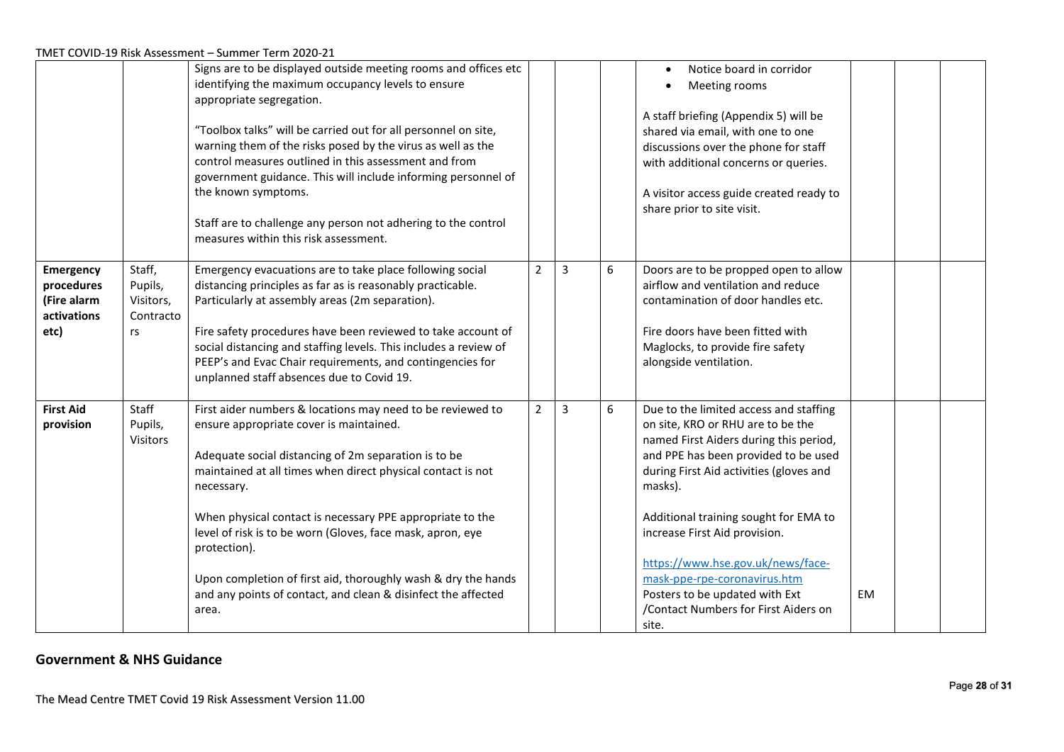| | | | | | | | | | |
|---|---|---|---|---|---|---|---|---|---|
| | | Signs are to be displayed outside meeting rooms and offices etc identifying the maximum occupancy levels to ensure appropriate segregation.<br><br>"Toolbox talks" will be carried out for all personnel on site, warning them of the risks posed by the virus as well as the control measures outlined in this assessment and from government guidance. This will include informing personnel of the known symptoms.<br><br>Staff are to challenge any person not adhering to the control measures within this risk assessment. | | | | • Notice board in corridor<br>• Meeting rooms<br><br>A staff briefing (Appendix 5) will be shared via email, with one to one discussions over the phone for staff with additional concerns or queries.<br><br>A visitor access guide created ready to share prior to site visit. | | | |
| **Emergency procedures (Fire alarm activations etc)** | Staff, Pupils, Visitors, Contractors | Emergency evacuations are to take place following social distancing principles as far as is reasonably practicable. Particularly at assembly areas (2m separation).<br><br>Fire safety procedures have been reviewed to take account of social distancing and staffing levels. This includes a review of PEEP's and Evac Chair requirements, and contingencies for unplanned staff absences due to Covid 19. | 2 | 3 | 6 | Doors are to be propped open to allow airflow and ventilation and reduce contamination of door handles etc.<br><br>Fire doors have been fitted with Maglocks, to provide fire safety alongside ventilation. | | | |
| **First Aid provision** | Staff Pupils, Visitors | First aider numbers & locations may need to be reviewed to ensure appropriate cover is maintained.<br><br>Adequate social distancing of 2m separation is to be maintained at all times when direct physical contact is not necessary.<br><br>When physical contact is necessary PPE appropriate to the level of risk is to be worn (Gloves, face mask, apron, eye protection).<br><br>Upon completion of first aid, thoroughly wash & dry the hands and any points of contact, and clean & disinfect the affected area. | 2 | 3 | 6 | Due to the limited access and staffing on site, KRO or RHU are to be the named First Aiders during this period, and PPE has been provided to be used during First Aid activities (gloves and masks).<br><br>Additional training sought for EMA to increase First Aid provision.<br><br>https://www.hse.gov.uk/news/face-mask-ppe-rpe-coronavirus.htm<br>Posters to be updated with Ext /Contact Numbers for First Aiders on site. | EM | | |

## Government & NHS Guidance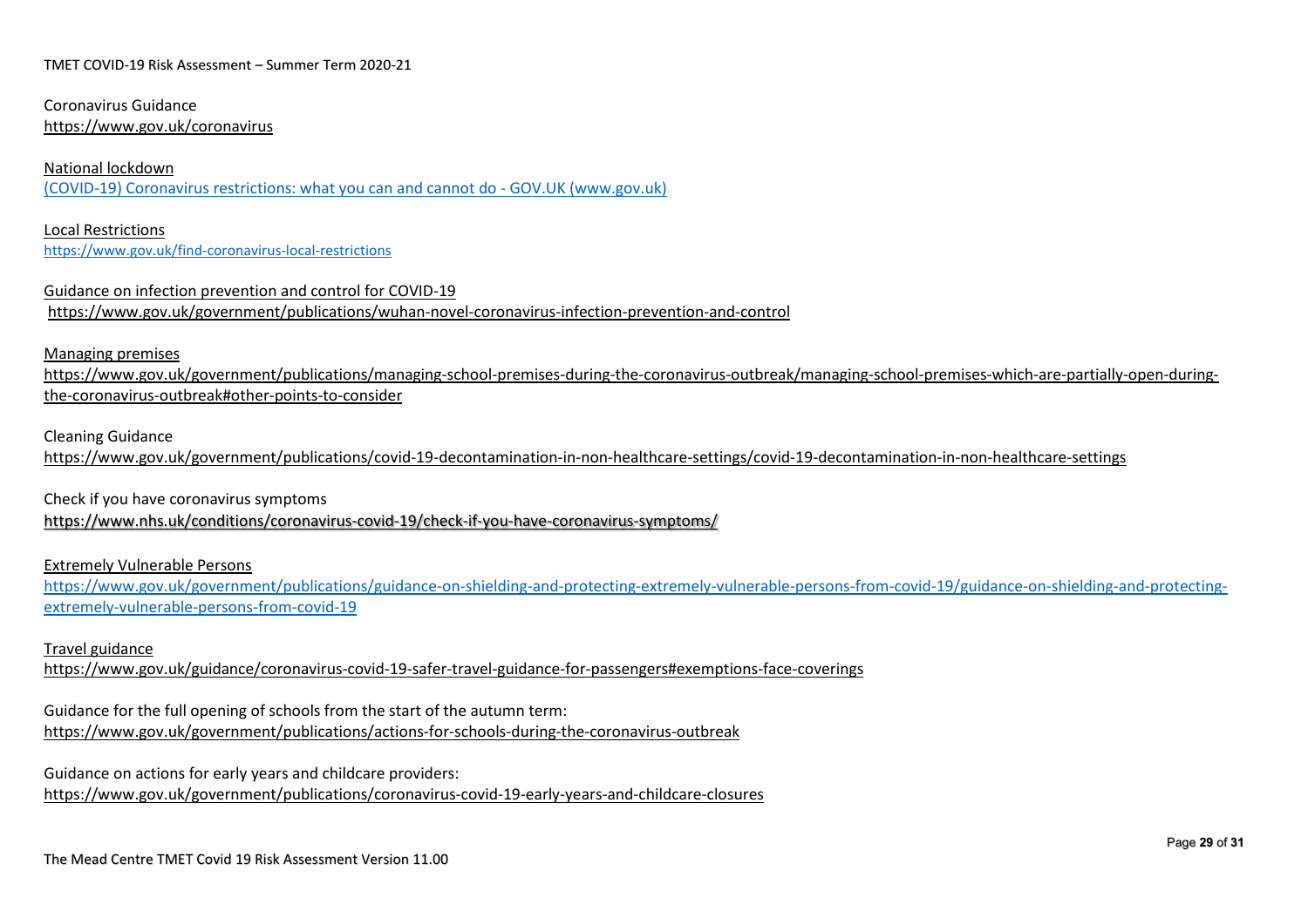Coronavirus Guidance
https://www.gov.uk/coronavirus

National lockdown
(COVID-19) Coronavirus restrictions: what you can and cannot do - GOV.UK (www.gov.uk)

Local Restrictions
https://www.gov.uk/find-coronavirus-local-restrictions

Guidance on infection prevention and control for COVID-19
https://www.gov.uk/government/publications/wuhan-novel-coronavirus-infection-prevention-and-control

Managing premises
https://www.gov.uk/government/publications/managing-school-premises-during-the-coronavirus-outbreak/managing-school-premises-which-are-partially-open-during-the-coronavirus-outbreak#other-points-to-consider

Cleaning Guidance
https://www.gov.uk/government/publications/covid-19-decontamination-in-non-healthcare-settings/covid-19-decontamination-in-non-healthcare-settings

Check if you have coronavirus symptoms
https://www.nhs.uk/conditions/coronavirus-covid-19/check-if-you-have-coronavirus-symptoms/

Extremely Vulnerable Persons
https://www.gov.uk/government/publications/guidance-on-shielding-and-protecting-extremely-vulnerable-persons-from-covid-19/guidance-on-shielding-and-protecting-extremely-vulnerable-persons-from-covid-19

Travel guidance
https://www.gov.uk/guidance/coronavirus-covid-19-safer-travel-guidance-for-passengers#exemptions-face-coverings

Guidance for the full opening of schools from the start of the autumn term:
https://www.gov.uk/government/publications/actions-for-schools-during-the-coronavirus-outbreak

Guidance on actions for early years and childcare providers:
https://www.gov.uk/government/publications/coronavirus-covid-19-early-years-and-childcare-closures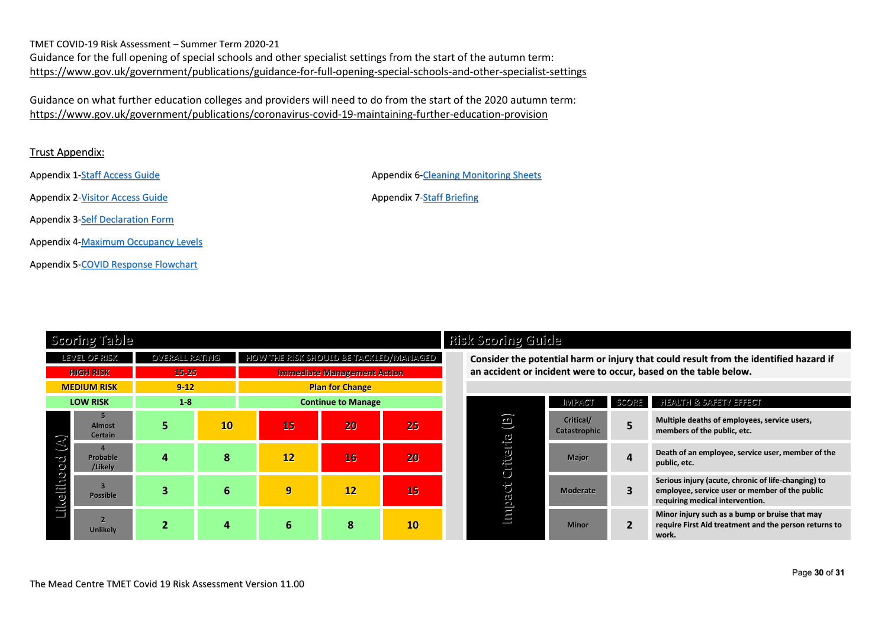TMET COVID-19 Risk Assessment – Summer Term 2020-21

Guidance for the full opening of special schools and other specialist settings from the start of the autumn term:
https://www.gov.uk/government/publications/guidance-for-full-opening-special-schools-and-other-specialist-settings

Guidance on what further education colleges and providers will need to do from the start of the 2020 autumn term:
https://www.gov.uk/government/publications/coronavirus-covid-19-maintaining-further-education-provision

Trust Appendix:

Appendix 1-Staff Access Guide

Appendix 2-Visitor Access Guide

Appendix 3-Self Declaration Form

Appendix 4-Maximum Occupancy Levels

Appendix 5-COVID Response Flowchart

Appendix 6-Cleaning Monitoring Sheets

Appendix 7-Staff Briefing

## Scoring Table

| LEVEL OF RISK | OVERALL RATING | HOW THE RISK SHOULD BE TACKLED/MANAGED |
|---|---|---|
| HIGH RISK | 15-25 | Immediate Management Action |
| MEDIUM RISK | 9-12 | Plan for Change |
| LOW RISK | 1-8 | Continue to Manage |

| Likelihood (A) | | | | | | |
|---|---|---|---|---|---|---|
| | 5 Almost Certain | 5 | 10 | 15 | 20 | 25 |
| | 4 Probable /Likely | 4 | 8 | 12 | 16 | 20 |
| | 3 Possible | 3 | 6 | 9 | 12 | 15 |
| | 2 Unlikely | 2 | 4 | 6 | 8 | 10 |

## Risk Scoring Guide

Consider the potential harm or injury that could result from the identified hazard if an accident or incident were to occur, based on the table below.

| Impact Criteria (B) | IMPACT | SCORE | HEALTH & SAFETY EFFECT |
|---|---|---|---|
| | Critical/ Catastrophic | 5 | Multiple deaths of employees, service users, members of the public, etc. |
| | Major | 4 | Death of an employee, service user, member of the public, etc. |
| | Moderate | 3 | Serious injury (acute, chronic of life-changing) to employee, service user or member of the public requiring medical intervention. |
| | Minor | 2 | Minor injury such as a bump or bruise that may require First Aid treatment and the person returns to work. |

The Mead Centre TMET Covid 19 Risk Assessment Version 11.00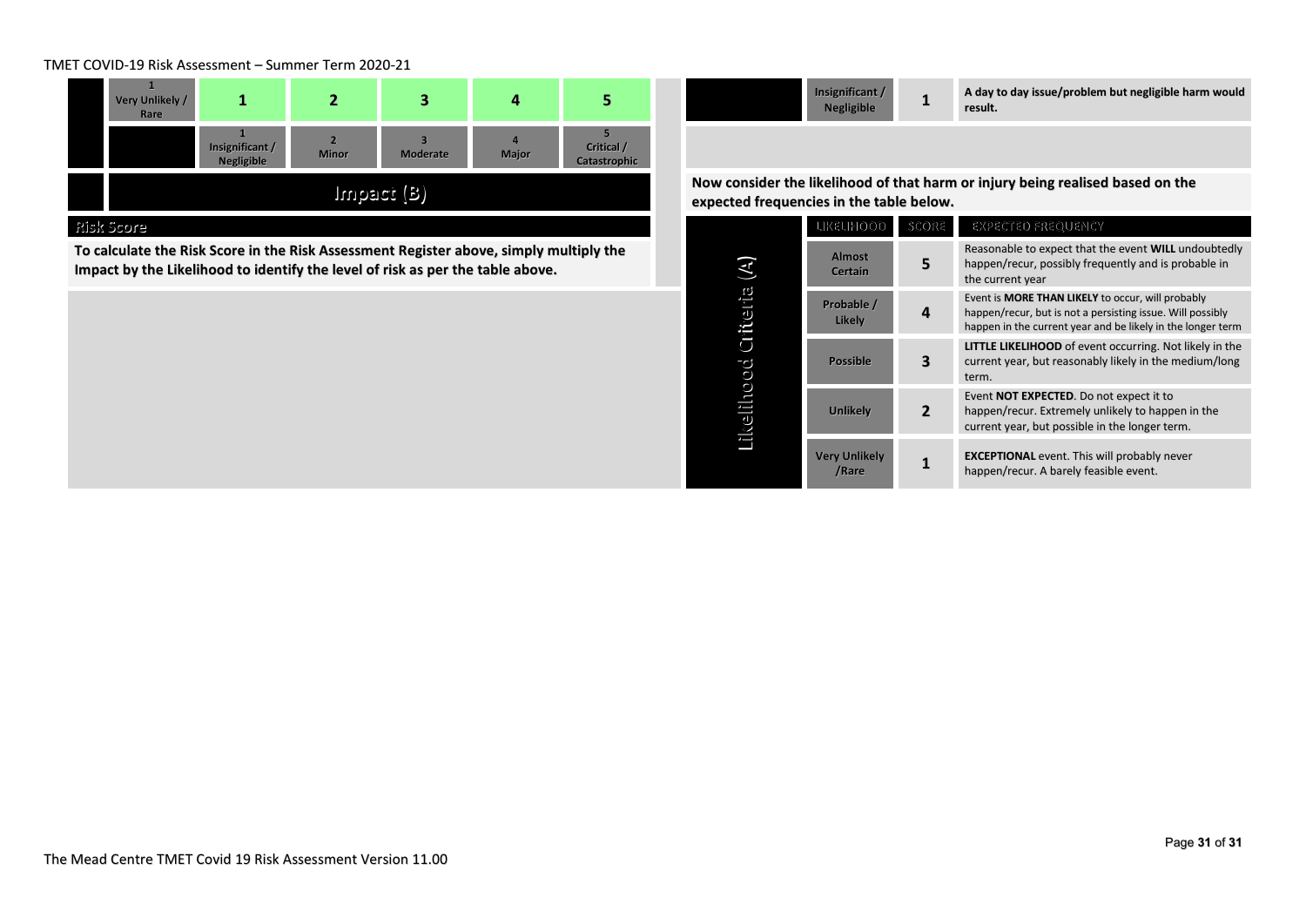| | | | | | | |
|---|---|---|---|---|---|---|
| | 1 Very Unlikely / Rare | 1 | 2 | 3 | 4 | 5 |
| | | 1 Insignificant / Negligible | 2 Minor | 3 Moderate | 4 Major | 5 Critical / Catastrophic |
| | Impact (B) | | | | | |

| | | |
|---|---|---|
| Insignificant / Negligible | 1 | A day to day issue/problem but negligible harm would result. |

### Risk Score

**To calculate the Risk Score in the Risk Assessment Register above, simply multiply the Impact by the Likelihood to identify the level of risk as per the table above.**

**Now consider the likelihood of that harm or injury being realised based on the expected frequencies in the table below.**

| | LIKELIHOOD | SCORE | EXPECTED FREQUENCY |
|---|---|---|---|
| Likelihood Criteria (A) | Almost Certain | 5 | Reasonable to expect that the event **WILL** undoubtedly happen/recur, possibly frequently and is probable in the current year |
| | Probable / Likely | 4 | Event is **MORE THAN LIKELY** to occur, will probably happen/recur, but is not a persisting issue. Will possibly happen in the current year and be likely in the longer term |
| | Possible | 3 | **LITTLE LIKELIHOOD** of event occurring. Not likely in the current year, but reasonably likely in the medium/long term. |
| | Unlikely | 2 | Event **NOT EXPECTED**. Do not expect it to happen/recur. Extremely unlikely to happen in the current year, but possible in the longer term. |
| | Very Unlikely /Rare | 1 | **EXCEPTIONAL** event. This will probably never happen/recur. A barely feasible event. |